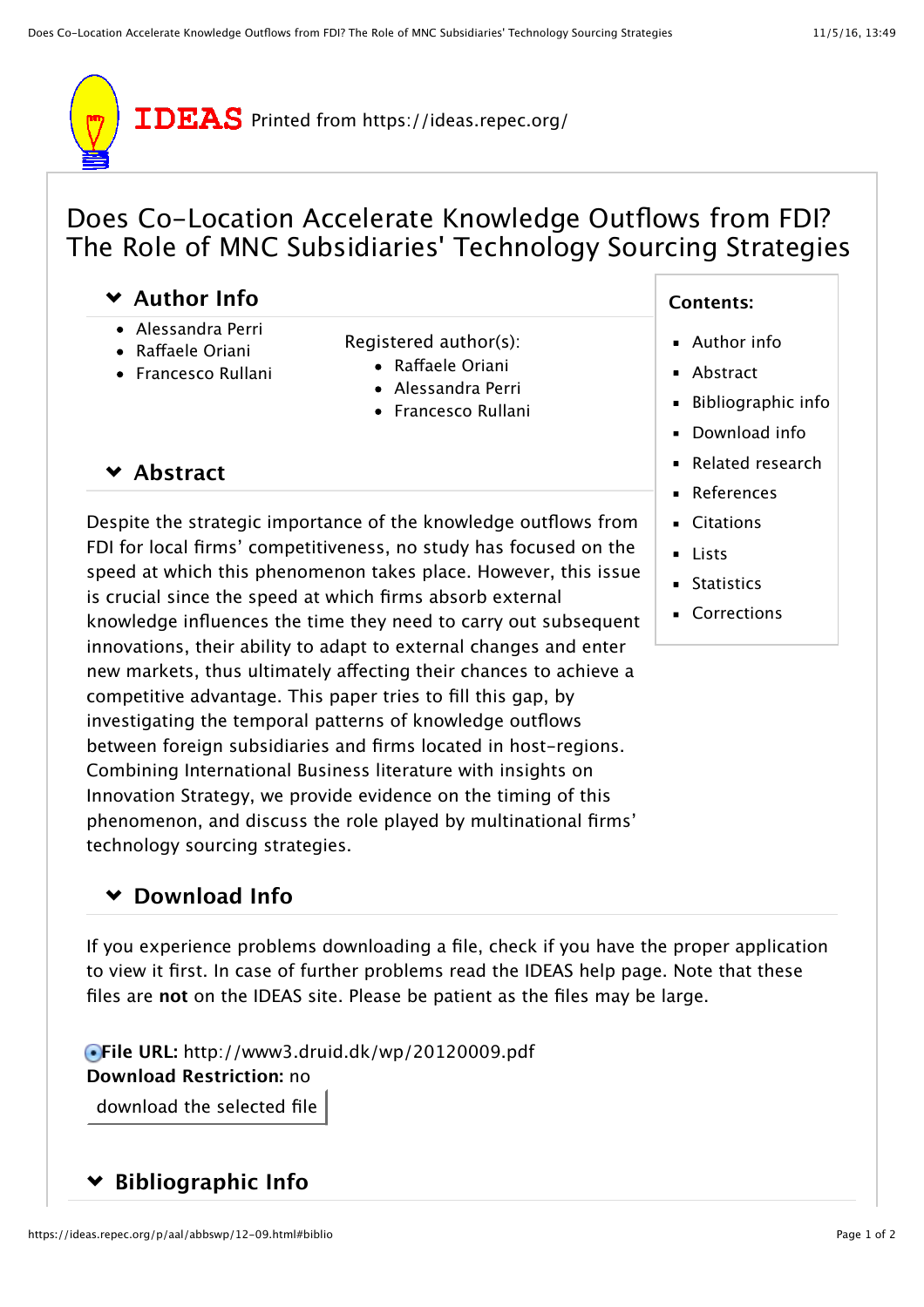IDEAS Printed from https://ideas.repec.org/

# Does Co-Location Accelerate Knowledge Outflows from FDI? The Role of MNC Subsidiaries' Technology Sourcing Strategies

## Author Info

- Alessandra Perri
- Raffaele Oriani
- Francesco Rullani

Registered author(s):

- Raffaele Oriani
- Alessandra Perri
- Francesco Rullani

**Contents:**

- Author info
- Abstract
- Bibliographic info
- Download info
- Related research
- References
- Citations
- Lists
- Statistics
- Corrections

## Abstract

Despite the strategic importance of the knowledge outflows from FDI for local firms' competitiveness, no study has focused on the speed at which this phenomenon takes place. However, this issue is crucial since the speed at which firms absorb external knowledge influences the time they need to carry out subsequent innovations, their ability to adapt to external changes and enter new markets, thus ultimately affecting their chances to achieve a competitive advantage. This paper tries to fill this gap, by investigating the temporal patterns of knowledge outflows between foreign subsidiaries and firms located in host-regions. Combining International Business literature with insights on Innovation Strategy, we provide evidence on the timing of this phenomenon, and discuss the role played by multinational firms' technology sourcing strategies.

## Download Info

If you experience problems downloading a file, check if you have the proper application to view it first. In case of further problems read the IDEAS help page. Note that these files are **not** on the IDEAS site. Please be patient as the files may be large.

**File URL:** http://www3.druid.dk/wp/20120009.pdf
**Download Restriction:** no

download the selected file

## Bibliographic Info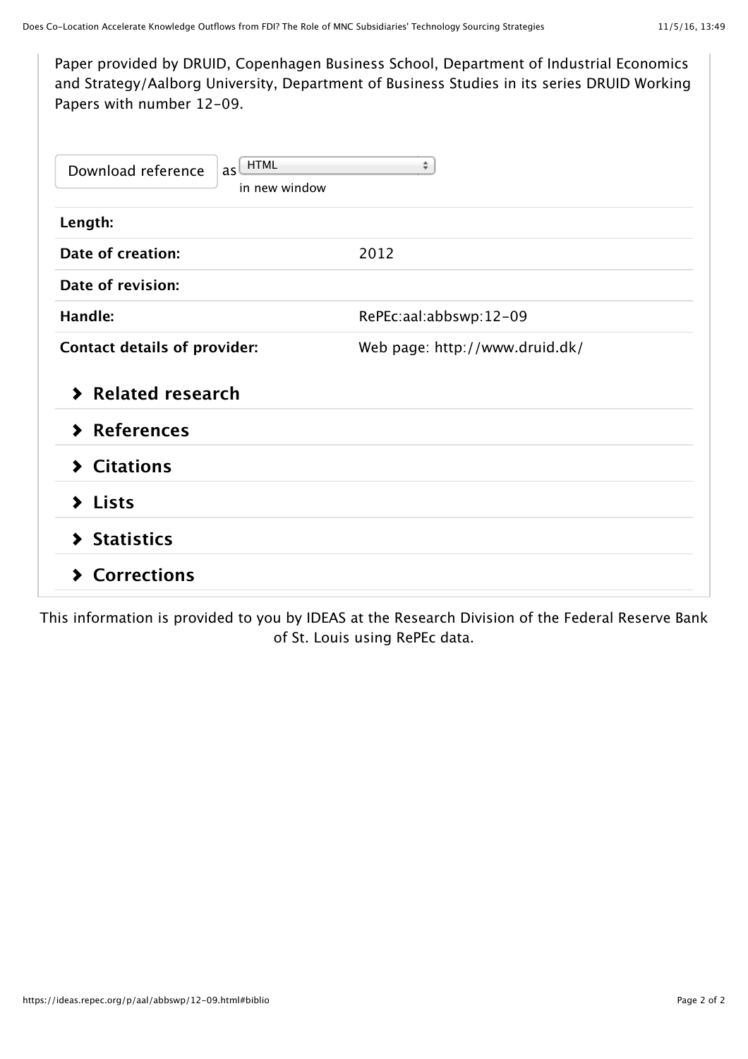Paper provided by DRUID, Copenhagen Business School, Department of Industrial Economics and Strategy/Aalborg University, Department of Business Studies in its series DRUID Working Papers with number 12-09.

Download reference as HTML in new window

| | |
|---|---|
| **Length:** | |
| **Date of creation:** | 2012 |
| **Date of revision:** | |
| **Handle:** | RePEc:aal:abbswp:12-09 |
| **Contact details of provider:** | Web page: http://www.druid.dk/ |

### › Related research

### › References

### › Citations

### › Lists

### › Statistics

### › Corrections

This information is provided to you by IDEAS at the Research Division of the Federal Reserve Bank of St. Louis using RePEc data.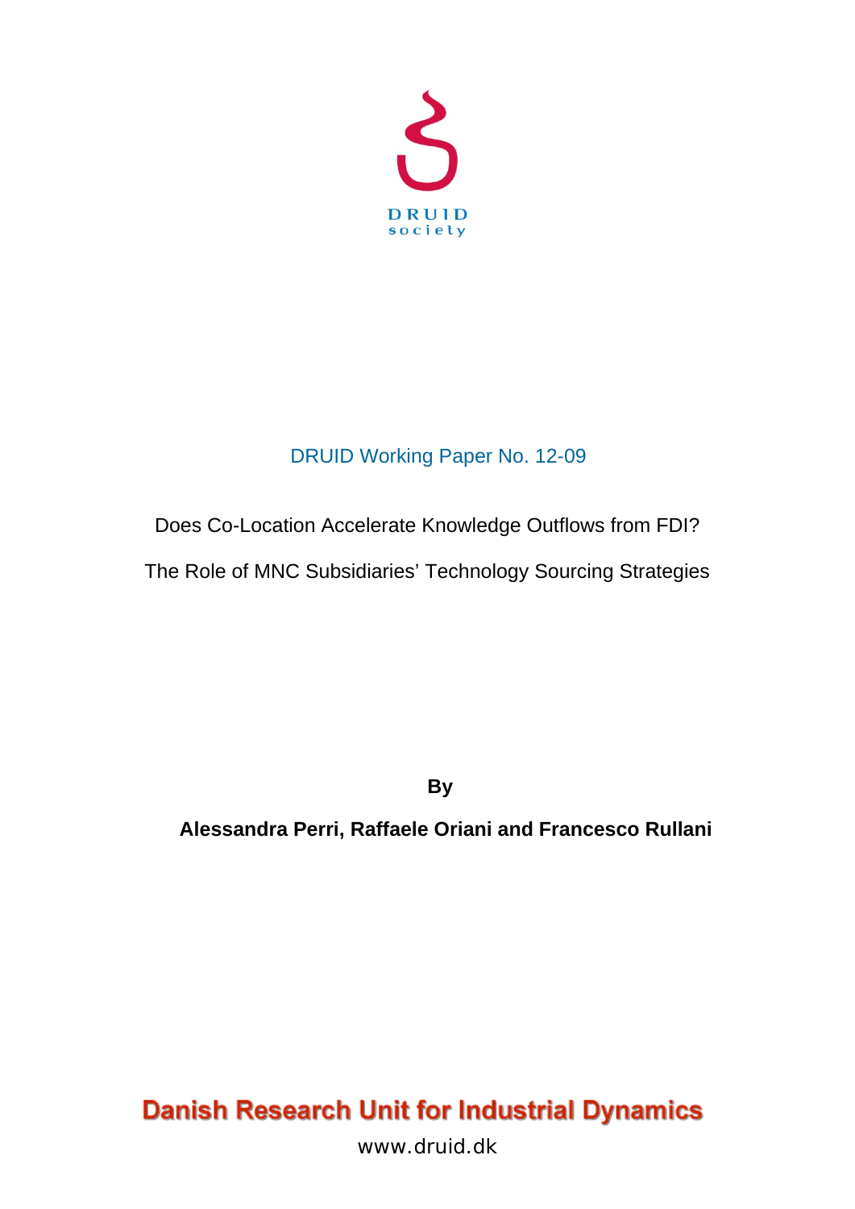DRUID society

DRUID Working Paper No. 12-09

# Does Co-Location Accelerate Knowledge Outflows from FDI?

# The Role of MNC Subsidiaries' Technology Sourcing Strategies

**By**

**Alessandra Perri, Raffaele Oriani and Francesco Rullani**

**Danish Research Unit for Industrial Dynamics**

www.druid.dk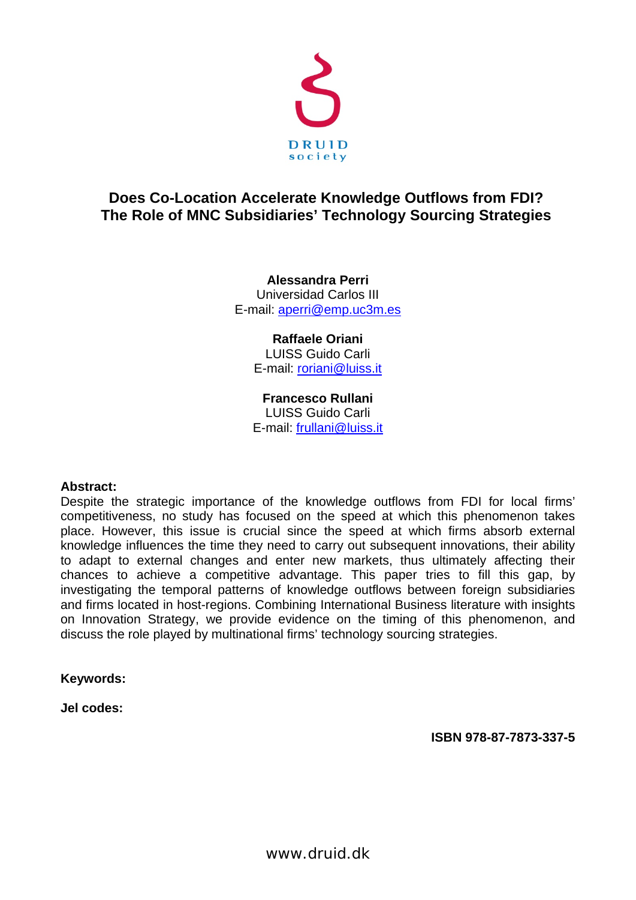DRUID
society

# Does Co-Location Accelerate Knowledge Outflows from FDI? The Role of MNC Subsidiaries' Technology Sourcing Strategies

**Alessandra Perri**
Universidad Carlos III
E-mail: aperri@emp.uc3m.es

**Raffaele Oriani**
LUISS Guido Carli
E-mail: roriani@luiss.it

**Francesco Rullani**
LUISS Guido Carli
E-mail: frullani@luiss.it

**Abstract:**
Despite the strategic importance of the knowledge outflows from FDI for local firms' competitiveness, no study has focused on the speed at which this phenomenon takes place. However, this issue is crucial since the speed at which firms absorb external knowledge influences the time they need to carry out subsequent innovations, their ability to adapt to external changes and enter new markets, thus ultimately affecting their chances to achieve a competitive advantage. This paper tries to fill this gap, by investigating the temporal patterns of knowledge outflows between foreign subsidiaries and firms located in host-regions. Combining International Business literature with insights on Innovation Strategy, we provide evidence on the timing of this phenomenon, and discuss the role played by multinational firms' technology sourcing strategies.

**Keywords:**

**Jel codes:**

**ISBN 978-87-7873-337-5**

www.druid.dk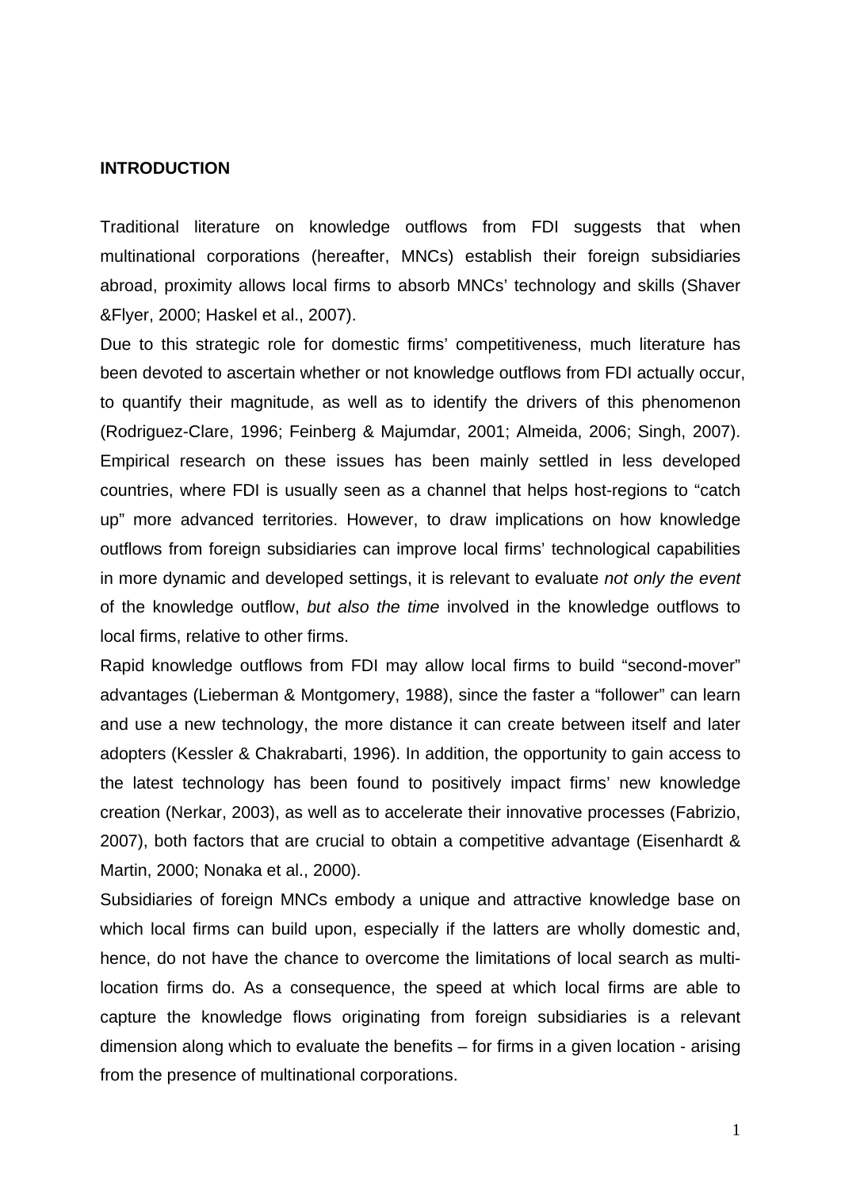**INTRODUCTION**

Traditional literature on knowledge outflows from FDI suggests that when multinational corporations (hereafter, MNCs) establish their foreign subsidiaries abroad, proximity allows local firms to absorb MNCs' technology and skills (Shaver &Flyer, 2000; Haskel et al., 2007).

Due to this strategic role for domestic firms' competitiveness, much literature has been devoted to ascertain whether or not knowledge outflows from FDI actually occur, to quantify their magnitude, as well as to identify the drivers of this phenomenon (Rodriguez-Clare, 1996; Feinberg & Majumdar, 2001; Almeida, 2006; Singh, 2007). Empirical research on these issues has been mainly settled in less developed countries, where FDI is usually seen as a channel that helps host-regions to "catch up" more advanced territories. However, to draw implications on how knowledge outflows from foreign subsidiaries can improve local firms' technological capabilities in more dynamic and developed settings, it is relevant to evaluate *not only the event* of the knowledge outflow, *but also the time* involved in the knowledge outflows to local firms, relative to other firms.

Rapid knowledge outflows from FDI may allow local firms to build "second-mover" advantages (Lieberman & Montgomery, 1988), since the faster a "follower" can learn and use a new technology, the more distance it can create between itself and later adopters (Kessler & Chakrabarti, 1996). In addition, the opportunity to gain access to the latest technology has been found to positively impact firms' new knowledge creation (Nerkar, 2003), as well as to accelerate their innovative processes (Fabrizio, 2007), both factors that are crucial to obtain a competitive advantage (Eisenhardt & Martin, 2000; Nonaka et al., 2000).

Subsidiaries of foreign MNCs embody a unique and attractive knowledge base on which local firms can build upon, especially if the latters are wholly domestic and, hence, do not have the chance to overcome the limitations of local search as multi-location firms do. As a consequence, the speed at which local firms are able to capture the knowledge flows originating from foreign subsidiaries is a relevant dimension along which to evaluate the benefits – for firms in a given location - arising from the presence of multinational corporations.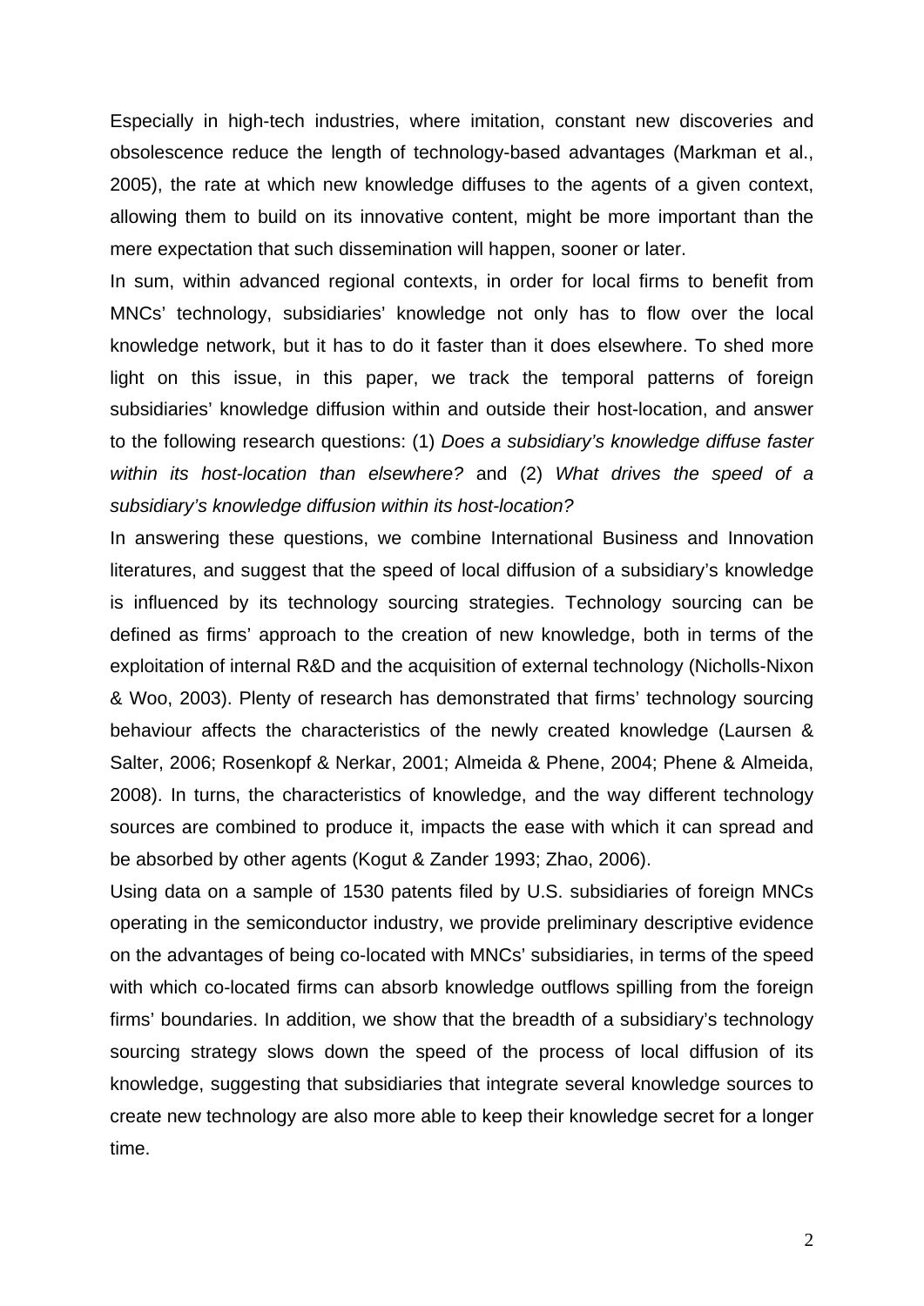Especially in high-tech industries, where imitation, constant new discoveries and obsolescence reduce the length of technology-based advantages (Markman et al., 2005), the rate at which new knowledge diffuses to the agents of a given context, allowing them to build on its innovative content, might be more important than the mere expectation that such dissemination will happen, sooner or later.

In sum, within advanced regional contexts, in order for local firms to benefit from MNCs' technology, subsidiaries' knowledge not only has to flow over the local knowledge network, but it has to do it faster than it does elsewhere. To shed more light on this issue, in this paper, we track the temporal patterns of foreign subsidiaries' knowledge diffusion within and outside their host-location, and answer to the following research questions: (1) *Does a subsidiary's knowledge diffuse faster within its host-location than elsewhere?* and (2) *What drives the speed of a subsidiary's knowledge diffusion within its host-location?*

In answering these questions, we combine International Business and Innovation literatures, and suggest that the speed of local diffusion of a subsidiary's knowledge is influenced by its technology sourcing strategies. Technology sourcing can be defined as firms' approach to the creation of new knowledge, both in terms of the exploitation of internal R&D and the acquisition of external technology (Nicholls-Nixon & Woo, 2003). Plenty of research has demonstrated that firms' technology sourcing behaviour affects the characteristics of the newly created knowledge (Laursen & Salter, 2006; Rosenkopf & Nerkar, 2001; Almeida & Phene, 2004; Phene & Almeida, 2008). In turns, the characteristics of knowledge, and the way different technology sources are combined to produce it, impacts the ease with which it can spread and be absorbed by other agents (Kogut & Zander 1993; Zhao, 2006).

Using data on a sample of 1530 patents filed by U.S. subsidiaries of foreign MNCs operating in the semiconductor industry, we provide preliminary descriptive evidence on the advantages of being co-located with MNCs' subsidiaries, in terms of the speed with which co-located firms can absorb knowledge outflows spilling from the foreign firms' boundaries. In addition, we show that the breadth of a subsidiary's technology sourcing strategy slows down the speed of the process of local diffusion of its knowledge, suggesting that subsidiaries that integrate several knowledge sources to create new technology are also more able to keep their knowledge secret for a longer time.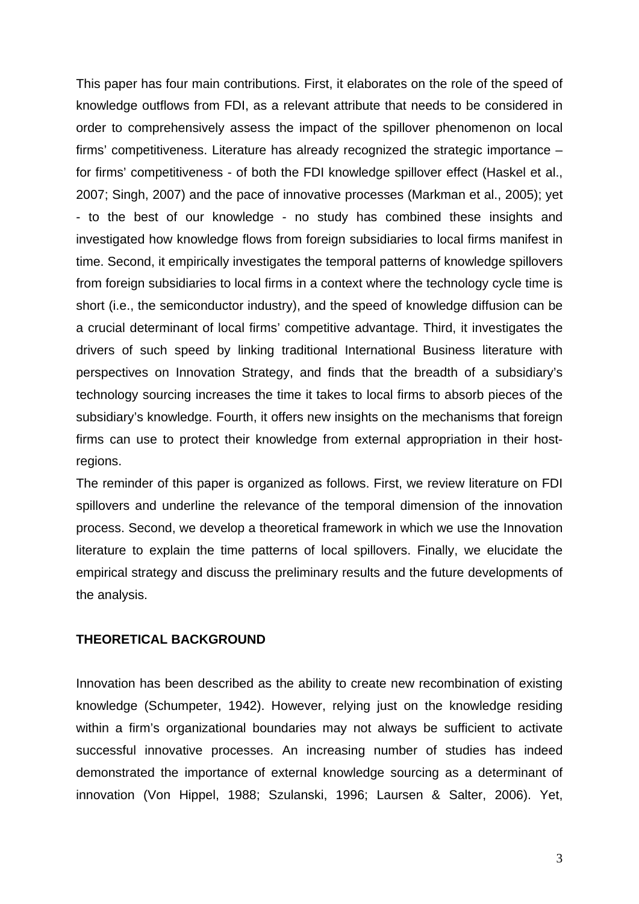This paper has four main contributions. First, it elaborates on the role of the speed of knowledge outflows from FDI, as a relevant attribute that needs to be considered in order to comprehensively assess the impact of the spillover phenomenon on local firms' competitiveness. Literature has already recognized the strategic importance – for firms' competitiveness - of both the FDI knowledge spillover effect (Haskel et al., 2007; Singh, 2007) and the pace of innovative processes (Markman et al., 2005); yet - to the best of our knowledge - no study has combined these insights and investigated how knowledge flows from foreign subsidiaries to local firms manifest in time. Second, it empirically investigates the temporal patterns of knowledge spillovers from foreign subsidiaries to local firms in a context where the technology cycle time is short (i.e., the semiconductor industry), and the speed of knowledge diffusion can be a crucial determinant of local firms' competitive advantage. Third, it investigates the drivers of such speed by linking traditional International Business literature with perspectives on Innovation Strategy, and finds that the breadth of a subsidiary's technology sourcing increases the time it takes to local firms to absorb pieces of the subsidiary's knowledge. Fourth, it offers new insights on the mechanisms that foreign firms can use to protect their knowledge from external appropriation in their host-regions.

The reminder of this paper is organized as follows. First, we review literature on FDI spillovers and underline the relevance of the temporal dimension of the innovation process. Second, we develop a theoretical framework in which we use the Innovation literature to explain the time patterns of local spillovers. Finally, we elucidate the empirical strategy and discuss the preliminary results and the future developments of the analysis.

## THEORETICAL BACKGROUND

Innovation has been described as the ability to create new recombination of existing knowledge (Schumpeter, 1942). However, relying just on the knowledge residing within a firm's organizational boundaries may not always be sufficient to activate successful innovative processes. An increasing number of studies has indeed demonstrated the importance of external knowledge sourcing as a determinant of innovation (Von Hippel, 1988; Szulanski, 1996; Laursen & Salter, 2006). Yet,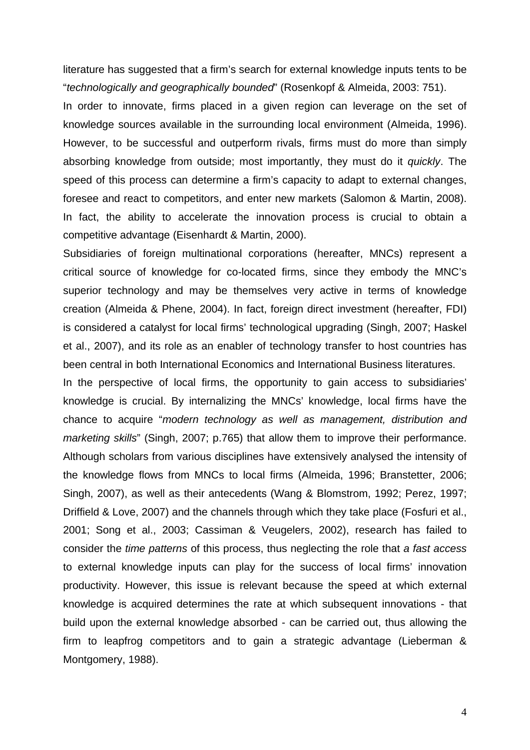literature has suggested that a firm's search for external knowledge inputs tents to be "*technologically and geographically bounded*" (Rosenkopf & Almeida, 2003: 751).

In order to innovate, firms placed in a given region can leverage on the set of knowledge sources available in the surrounding local environment (Almeida, 1996). However, to be successful and outperform rivals, firms must do more than simply absorbing knowledge from outside; most importantly, they must do it *quickly*. The speed of this process can determine a firm's capacity to adapt to external changes, foresee and react to competitors, and enter new markets (Salomon & Martin, 2008). In fact, the ability to accelerate the innovation process is crucial to obtain a competitive advantage (Eisenhardt & Martin, 2000).

Subsidiaries of foreign multinational corporations (hereafter, MNCs) represent a critical source of knowledge for co-located firms, since they embody the MNC's superior technology and may be themselves very active in terms of knowledge creation (Almeida & Phene, 2004). In fact, foreign direct investment (hereafter, FDI) is considered a catalyst for local firms' technological upgrading (Singh, 2007; Haskel et al., 2007), and its role as an enabler of technology transfer to host countries has been central in both International Economics and International Business literatures.

In the perspective of local firms, the opportunity to gain access to subsidiaries' knowledge is crucial. By internalizing the MNCs' knowledge, local firms have the chance to acquire "*modern technology as well as management, distribution and marketing skills*" (Singh, 2007; p.765) that allow them to improve their performance. Although scholars from various disciplines have extensively analysed the intensity of the knowledge flows from MNCs to local firms (Almeida, 1996; Branstetter, 2006; Singh, 2007), as well as their antecedents (Wang & Blomstrom, 1992; Perez, 1997; Driffield & Love, 2007) and the channels through which they take place (Fosfuri et al., 2001; Song et al., 2003; Cassiman & Veugelers, 2002), research has failed to consider the *time patterns* of this process, thus neglecting the role that *a fast access* to external knowledge inputs can play for the success of local firms' innovation productivity. However, this issue is relevant because the speed at which external knowledge is acquired determines the rate at which subsequent innovations - that build upon the external knowledge absorbed - can be carried out, thus allowing the firm to leapfrog competitors and to gain a strategic advantage (Lieberman & Montgomery, 1988).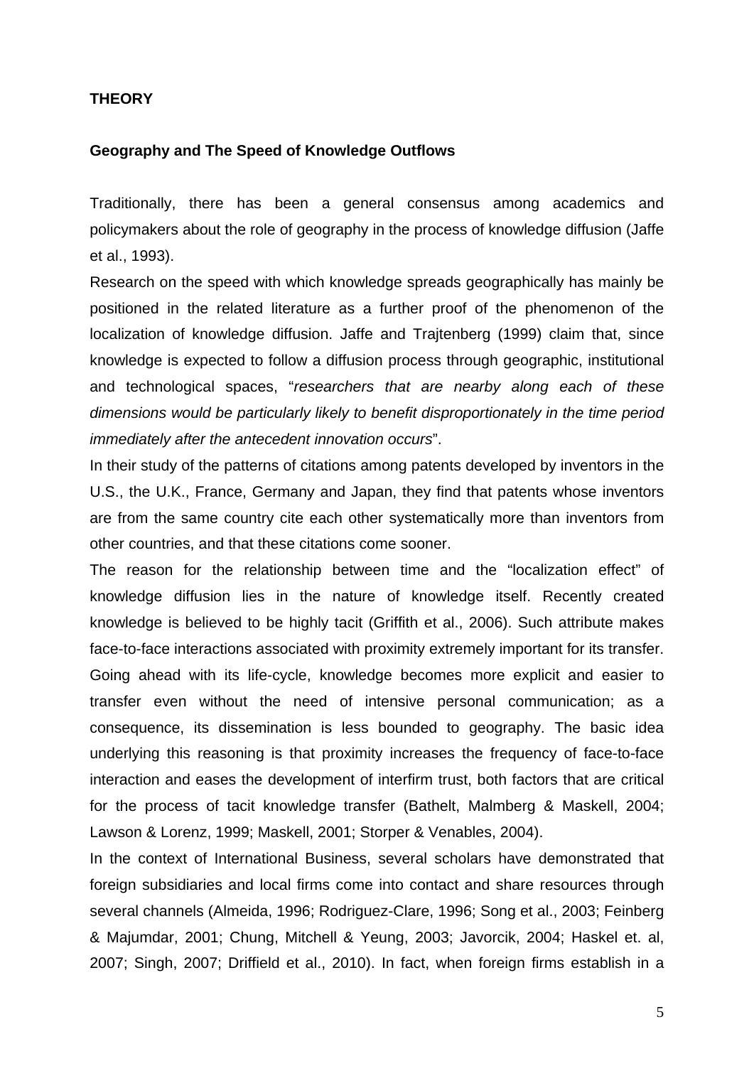## THEORY

### Geography and The Speed of Knowledge Outflows

Traditionally, there has been a general consensus among academics and policymakers about the role of geography in the process of knowledge diffusion (Jaffe et al., 1993).

Research on the speed with which knowledge spreads geographically has mainly be positioned in the related literature as a further proof of the phenomenon of the localization of knowledge diffusion. Jaffe and Trajtenberg (1999) claim that, since knowledge is expected to follow a diffusion process through geographic, institutional and technological spaces, "*researchers that are nearby along each of these dimensions would be particularly likely to benefit disproportionately in the time period immediately after the antecedent innovation occurs*".

In their study of the patterns of citations among patents developed by inventors in the U.S., the U.K., France, Germany and Japan, they find that patents whose inventors are from the same country cite each other systematically more than inventors from other countries, and that these citations come sooner.

The reason for the relationship between time and the "localization effect" of knowledge diffusion lies in the nature of knowledge itself. Recently created knowledge is believed to be highly tacit (Griffith et al., 2006). Such attribute makes face-to-face interactions associated with proximity extremely important for its transfer. Going ahead with its life-cycle, knowledge becomes more explicit and easier to transfer even without the need of intensive personal communication; as a consequence, its dissemination is less bounded to geography. The basic idea underlying this reasoning is that proximity increases the frequency of face-to-face interaction and eases the development of interfirm trust, both factors that are critical for the process of tacit knowledge transfer (Bathelt, Malmberg & Maskell, 2004; Lawson & Lorenz, 1999; Maskell, 2001; Storper & Venables, 2004).

In the context of International Business, several scholars have demonstrated that foreign subsidiaries and local firms come into contact and share resources through several channels (Almeida, 1996; Rodriguez-Clare, 1996; Song et al., 2003; Feinberg & Majumdar, 2001; Chung, Mitchell & Yeung, 2003; Javorcik, 2004; Haskel et. al, 2007; Singh, 2007; Driffield et al., 2010). In fact, when foreign firms establish in a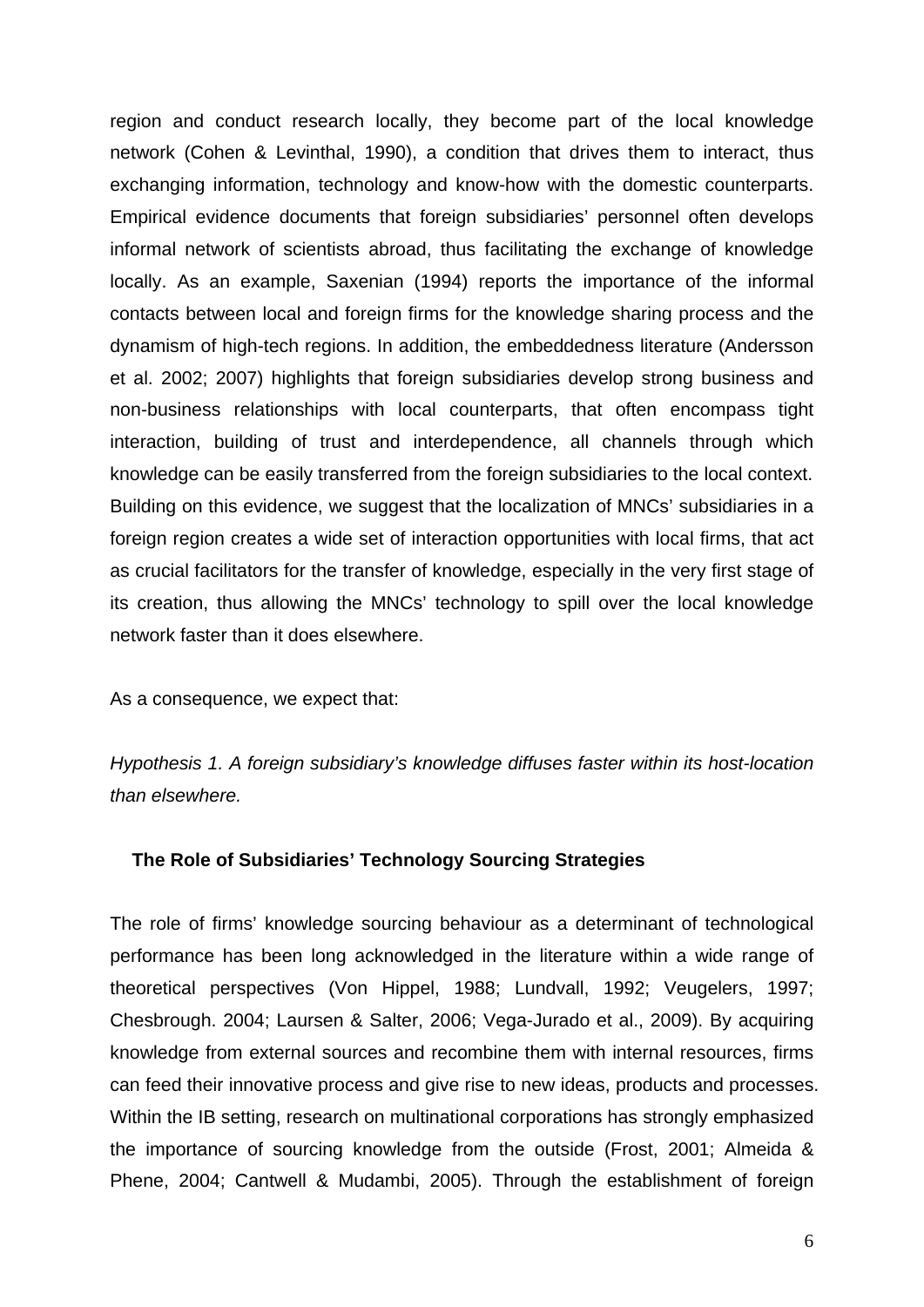region and conduct research locally, they become part of the local knowledge network (Cohen & Levinthal, 1990), a condition that drives them to interact, thus exchanging information, technology and know-how with the domestic counterparts. Empirical evidence documents that foreign subsidiaries' personnel often develops informal network of scientists abroad, thus facilitating the exchange of knowledge locally. As an example, Saxenian (1994) reports the importance of the informal contacts between local and foreign firms for the knowledge sharing process and the dynamism of high-tech regions. In addition, the embeddedness literature (Andersson et al. 2002; 2007) highlights that foreign subsidiaries develop strong business and non-business relationships with local counterparts, that often encompass tight interaction, building of trust and interdependence, all channels through which knowledge can be easily transferred from the foreign subsidiaries to the local context. Building on this evidence, we suggest that the localization of MNCs' subsidiaries in a foreign region creates a wide set of interaction opportunities with local firms, that act as crucial facilitators for the transfer of knowledge, especially in the very first stage of its creation, thus allowing the MNCs' technology to spill over the local knowledge network faster than it does elsewhere.

As a consequence, we expect that:

*Hypothesis 1. A foreign subsidiary's knowledge diffuses faster within its host-location than elsewhere.*

## The Role of Subsidiaries' Technology Sourcing Strategies

The role of firms' knowledge sourcing behaviour as a determinant of technological performance has been long acknowledged in the literature within a wide range of theoretical perspectives (Von Hippel, 1988; Lundvall, 1992; Veugelers, 1997; Chesbrough. 2004; Laursen & Salter, 2006; Vega-Jurado et al., 2009). By acquiring knowledge from external sources and recombine them with internal resources, firms can feed their innovative process and give rise to new ideas, products and processes. Within the IB setting, research on multinational corporations has strongly emphasized the importance of sourcing knowledge from the outside (Frost, 2001; Almeida & Phene, 2004; Cantwell & Mudambi, 2005). Through the establishment of foreign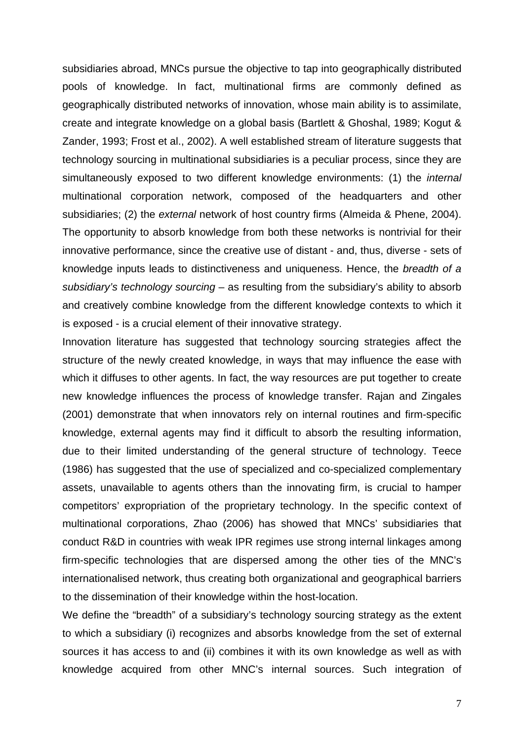subsidiaries abroad, MNCs pursue the objective to tap into geographically distributed pools of knowledge. In fact, multinational firms are commonly defined as geographically distributed networks of innovation, whose main ability is to assimilate, create and integrate knowledge on a global basis (Bartlett & Ghoshal, 1989; Kogut & Zander, 1993; Frost et al., 2002). A well established stream of literature suggests that technology sourcing in multinational subsidiaries is a peculiar process, since they are simultaneously exposed to two different knowledge environments: (1) the *internal* multinational corporation network, composed of the headquarters and other subsidiaries; (2) the *external* network of host country firms (Almeida & Phene, 2004). The opportunity to absorb knowledge from both these networks is nontrivial for their innovative performance, since the creative use of distant - and, thus, diverse - sets of knowledge inputs leads to distinctiveness and uniqueness. Hence, the *breadth of a subsidiary's technology sourcing* – as resulting from the subsidiary's ability to absorb and creatively combine knowledge from the different knowledge contexts to which it is exposed - is a crucial element of their innovative strategy.

Innovation literature has suggested that technology sourcing strategies affect the structure of the newly created knowledge, in ways that may influence the ease with which it diffuses to other agents. In fact, the way resources are put together to create new knowledge influences the process of knowledge transfer. Rajan and Zingales (2001) demonstrate that when innovators rely on internal routines and firm-specific knowledge, external agents may find it difficult to absorb the resulting information, due to their limited understanding of the general structure of technology. Teece (1986) has suggested that the use of specialized and co-specialized complementary assets, unavailable to agents others than the innovating firm, is crucial to hamper competitors' expropriation of the proprietary technology. In the specific context of multinational corporations, Zhao (2006) has showed that MNCs' subsidiaries that conduct R&D in countries with weak IPR regimes use strong internal linkages among firm-specific technologies that are dispersed among the other ties of the MNC's internationalised network, thus creating both organizational and geographical barriers to the dissemination of their knowledge within the host-location.

We define the "breadth" of a subsidiary's technology sourcing strategy as the extent to which a subsidiary (i) recognizes and absorbs knowledge from the set of external sources it has access to and (ii) combines it with its own knowledge as well as with knowledge acquired from other MNC's internal sources. Such integration of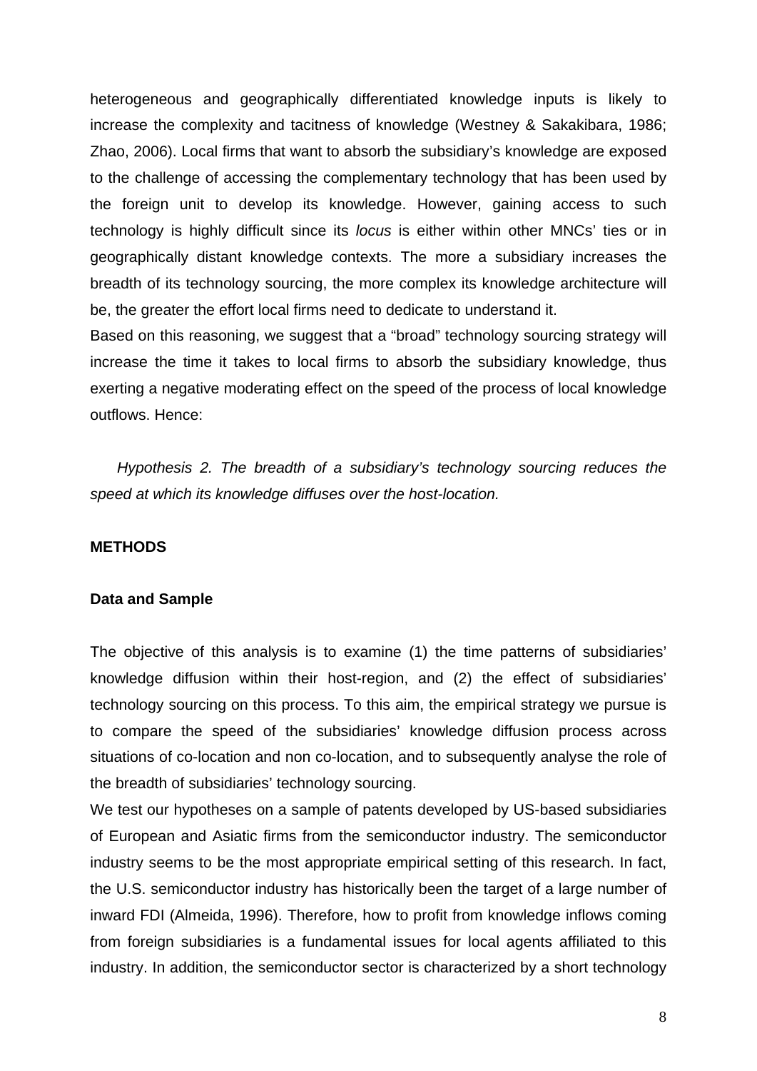heterogeneous and geographically differentiated knowledge inputs is likely to increase the complexity and tacitness of knowledge (Westney & Sakakibara, 1986; Zhao, 2006). Local firms that want to absorb the subsidiary's knowledge are exposed to the challenge of accessing the complementary technology that has been used by the foreign unit to develop its knowledge. However, gaining access to such technology is highly difficult since its *locus* is either within other MNCs' ties or in geographically distant knowledge contexts. The more a subsidiary increases the breadth of its technology sourcing, the more complex its knowledge architecture will be, the greater the effort local firms need to dedicate to understand it.

Based on this reasoning, we suggest that a "broad" technology sourcing strategy will increase the time it takes to local firms to absorb the subsidiary knowledge, thus exerting a negative moderating effect on the speed of the process of local knowledge outflows. Hence:

*Hypothesis 2. The breadth of a subsidiary's technology sourcing reduces the speed at which its knowledge diffuses over the host-location.*

## METHODS

### Data and Sample

The objective of this analysis is to examine (1) the time patterns of subsidiaries' knowledge diffusion within their host-region, and (2) the effect of subsidiaries' technology sourcing on this process. To this aim, the empirical strategy we pursue is to compare the speed of the subsidiaries' knowledge diffusion process across situations of co-location and non co-location, and to subsequently analyse the role of the breadth of subsidiaries' technology sourcing.

We test our hypotheses on a sample of patents developed by US-based subsidiaries of European and Asiatic firms from the semiconductor industry. The semiconductor industry seems to be the most appropriate empirical setting of this research. In fact, the U.S. semiconductor industry has historically been the target of a large number of inward FDI (Almeida, 1996). Therefore, how to profit from knowledge inflows coming from foreign subsidiaries is a fundamental issues for local agents affiliated to this industry. In addition, the semiconductor sector is characterized by a short technology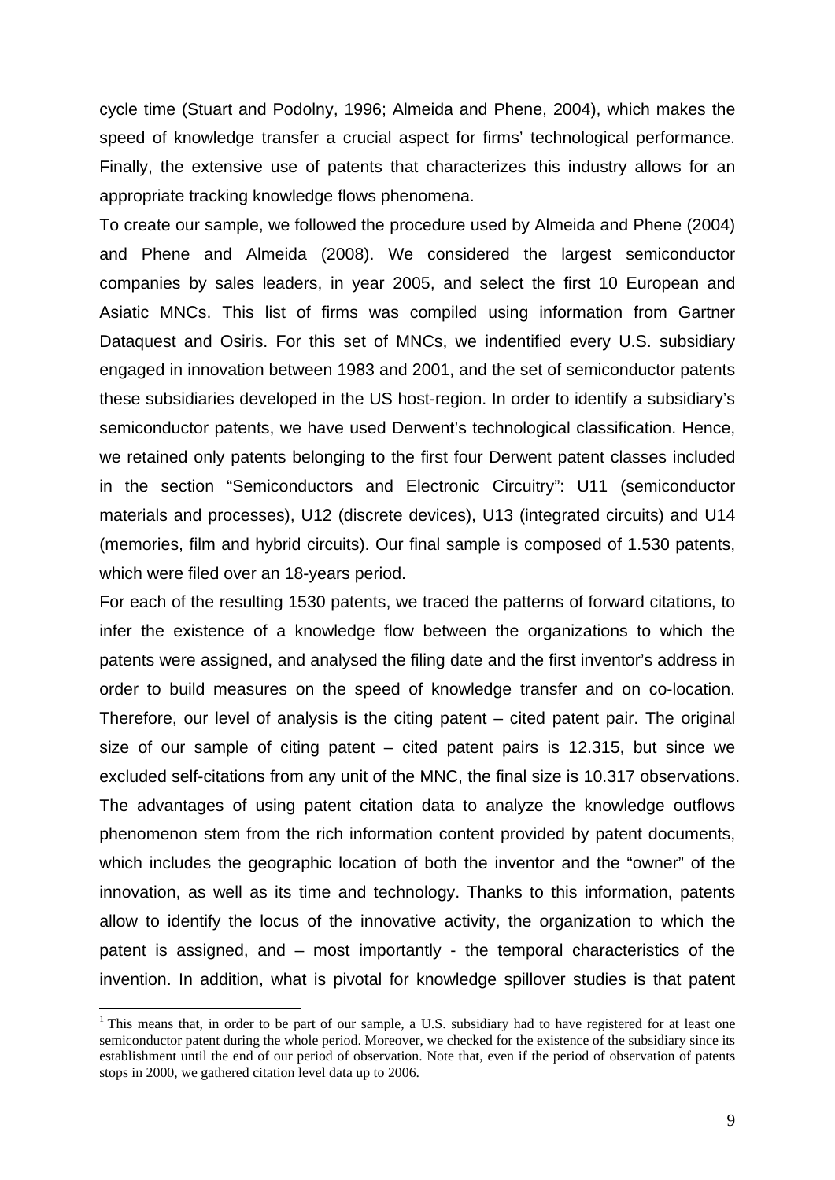cycle time (Stuart and Podolny, 1996; Almeida and Phene, 2004), which makes the speed of knowledge transfer a crucial aspect for firms' technological performance. Finally, the extensive use of patents that characterizes this industry allows for an appropriate tracking knowledge flows phenomena.

To create our sample, we followed the procedure used by Almeida and Phene (2004) and Phene and Almeida (2008). We considered the largest semiconductor companies by sales leaders, in year 2005, and select the first 10 European and Asiatic MNCs. This list of firms was compiled using information from Gartner Dataquest and Osiris. For this set of MNCs, we indentified every U.S. subsidiary engaged in innovation between 1983 and 2001, and the set of semiconductor patents these subsidiaries developed in the US host-region. In order to identify a subsidiary's semiconductor patents, we have used Derwent's technological classification. Hence, we retained only patents belonging to the first four Derwent patent classes included in the section "Semiconductors and Electronic Circuitry": U11 (semiconductor materials and processes), U12 (discrete devices), U13 (integrated circuits) and U14 (memories, film and hybrid circuits). Our final sample is composed of 1.530 patents, which were filed over an 18-years period.

For each of the resulting 1530 patents, we traced the patterns of forward citations, to infer the existence of a knowledge flow between the organizations to which the patents were assigned, and analysed the filing date and the first inventor's address in order to build measures on the speed of knowledge transfer and on co-location. Therefore, our level of analysis is the citing patent – cited patent pair. The original size of our sample of citing patent – cited patent pairs is 12.315, but since we excluded self-citations from any unit of the MNC, the final size is 10.317 observations.

The advantages of using patent citation data to analyze the knowledge outflows phenomenon stem from the rich information content provided by patent documents, which includes the geographic location of both the inventor and the "owner" of the innovation, as well as its time and technology. Thanks to this information, patents allow to identify the locus of the innovative activity, the organization to which the patent is assigned, and – most importantly - the temporal characteristics of the invention. In addition, what is pivotal for knowledge spillover studies is that patent

[1] This means that, in order to be part of our sample, a U.S. subsidiary had to have registered for at least one semiconductor patent during the whole period. Moreover, we checked for the existence of the subsidiary since its establishment until the end of our period of observation. Note that, even if the period of observation of patents stops in 2000, we gathered citation level data up to 2006.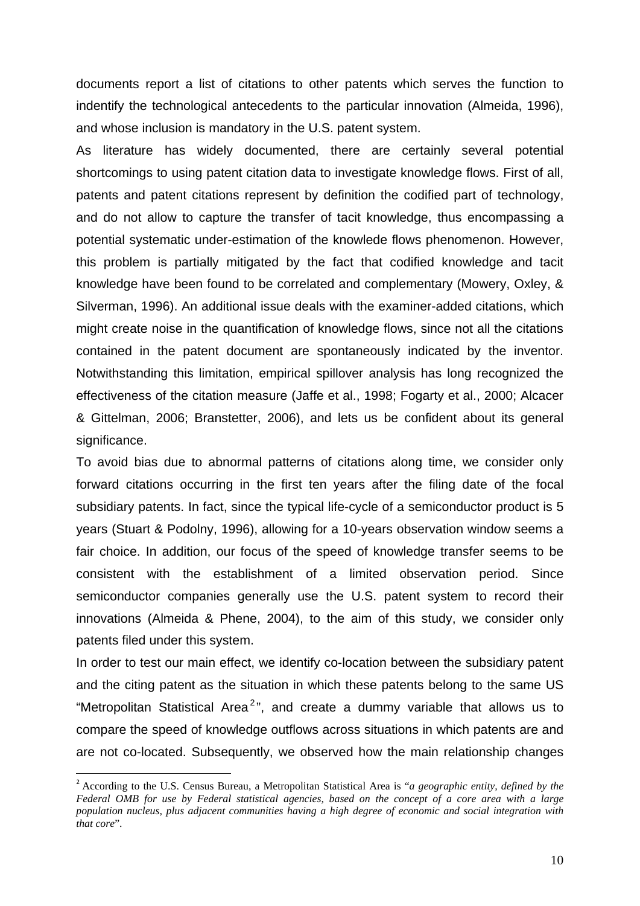documents report a list of citations to other patents which serves the function to indentify the technological antecedents to the particular innovation (Almeida, 1996), and whose inclusion is mandatory in the U.S. patent system.

As literature has widely documented, there are certainly several potential shortcomings to using patent citation data to investigate knowledge flows. First of all, patents and patent citations represent by definition the codified part of technology, and do not allow to capture the transfer of tacit knowledge, thus encompassing a potential systematic under-estimation of the knowlede flows phenomenon. However, this problem is partially mitigated by the fact that codified knowledge and tacit knowledge have been found to be correlated and complementary (Mowery, Oxley, & Silverman, 1996). An additional issue deals with the examiner-added citations, which might create noise in the quantification of knowledge flows, since not all the citations contained in the patent document are spontaneously indicated by the inventor. Notwithstanding this limitation, empirical spillover analysis has long recognized the effectiveness of the citation measure (Jaffe et al., 1998; Fogarty et al., 2000; Alcacer & Gittelman, 2006; Branstetter, 2006), and lets us be confident about its general significance.

To avoid bias due to abnormal patterns of citations along time, we consider only forward citations occurring in the first ten years after the filing date of the focal subsidiary patents. In fact, since the typical life-cycle of a semiconductor product is 5 years (Stuart & Podolny, 1996), allowing for a 10-years observation window seems a fair choice. In addition, our focus of the speed of knowledge transfer seems to be consistent with the establishment of a limited observation period. Since semiconductor companies generally use the U.S. patent system to record their innovations (Almeida & Phene, 2004), to the aim of this study, we consider only patents filed under this system.

In order to test our main effect, we identify co-location between the subsidiary patent and the citing patent as the situation in which these patents belong to the same US "Metropolitan Statistical Area[2]", and create a dummy variable that allows us to compare the speed of knowledge outflows across situations in which patents are and are not co-located. Subsequently, we observed how the main relationship changes

[2] According to the U.S. Census Bureau, a Metropolitan Statistical Area is "*a geographic entity, defined by the Federal OMB for use by Federal statistical agencies, based on the concept of a core area with a large population nucleus, plus adjacent communities having a high degree of economic and social integration with that core*".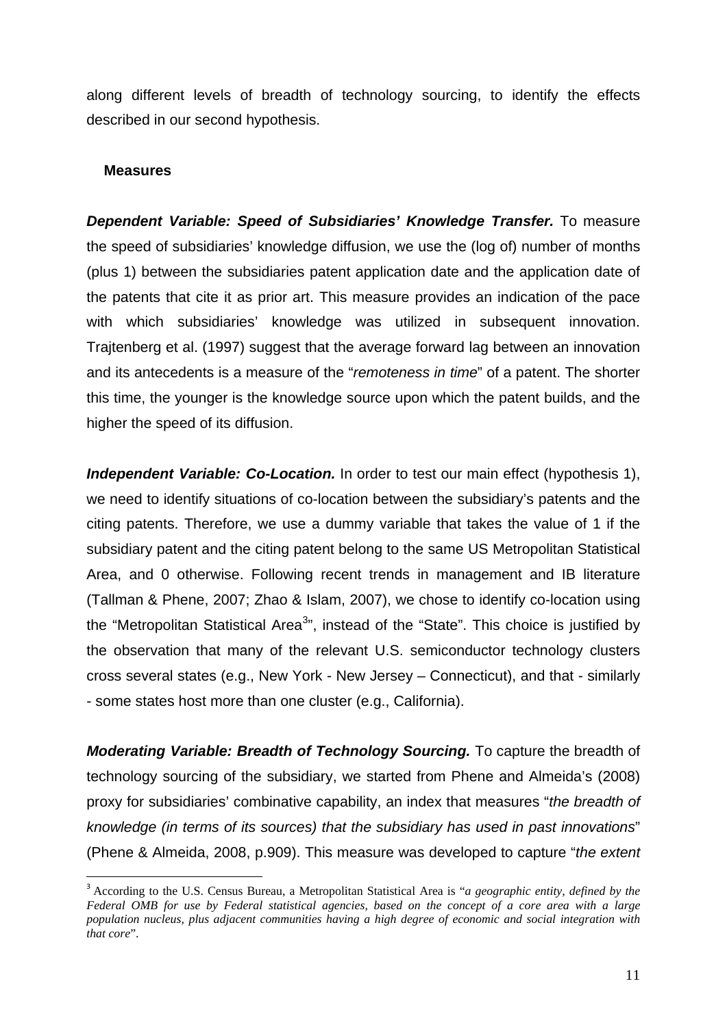along different levels of breadth of technology sourcing, to identify the effects described in our second hypothesis.

### Measures

***Dependent Variable: Speed of Subsidiaries' Knowledge Transfer.*** To measure the speed of subsidiaries' knowledge diffusion, we use the (log of) number of months (plus 1) between the subsidiaries patent application date and the application date of the patents that cite it as prior art. This measure provides an indication of the pace with which subsidiaries' knowledge was utilized in subsequent innovation. Trajtenberg et al. (1997) suggest that the average forward lag between an innovation and its antecedents is a measure of the "*remoteness in time*" of a patent. The shorter this time, the younger is the knowledge source upon which the patent builds, and the higher the speed of its diffusion.

***Independent Variable: Co-Location.*** In order to test our main effect (hypothesis 1), we need to identify situations of co-location between the subsidiary's patents and the citing patents. Therefore, we use a dummy variable that takes the value of 1 if the subsidiary patent and the citing patent belong to the same US Metropolitan Statistical Area, and 0 otherwise. Following recent trends in management and IB literature (Tallman & Phene, 2007; Zhao & Islam, 2007), we chose to identify co-location using the "Metropolitan Statistical Area[3]", instead of the "State". This choice is justified by the observation that many of the relevant U.S. semiconductor technology clusters cross several states (e.g., New York - New Jersey – Connecticut), and that - similarly - some states host more than one cluster (e.g., California).

***Moderating Variable: Breadth of Technology Sourcing.*** To capture the breadth of technology sourcing of the subsidiary, we started from Phene and Almeida's (2008) proxy for subsidiaries' combinative capability, an index that measures "*the breadth of knowledge (in terms of its sources) that the subsidiary has used in past innovations*" (Phene & Almeida, 2008, p.909). This measure was developed to capture "*the extent*

[3] According to the U.S. Census Bureau, a Metropolitan Statistical Area is "*a geographic entity, defined by the Federal OMB for use by Federal statistical agencies, based on the concept of a core area with a large population nucleus, plus adjacent communities having a high degree of economic and social integration with that core*".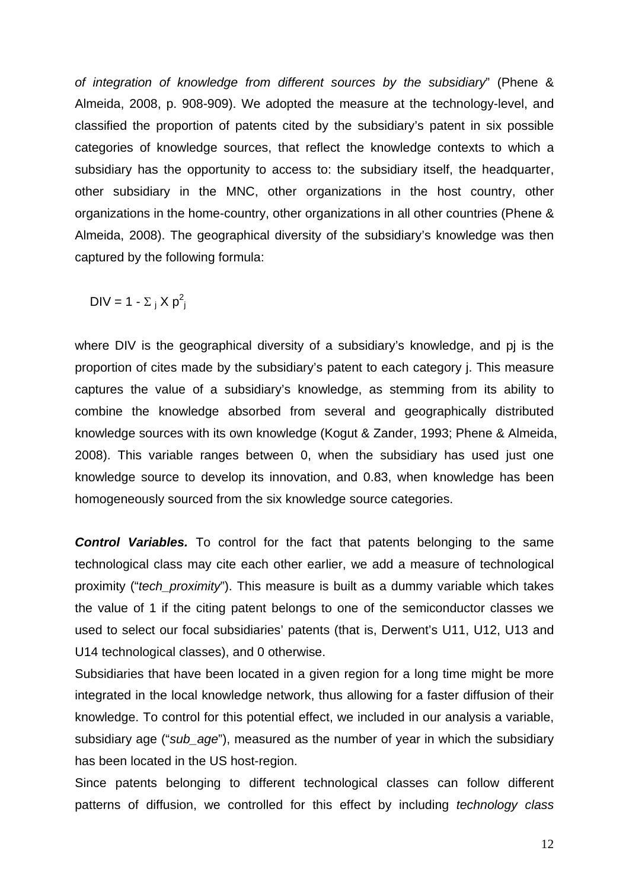*of integration of knowledge from different sources by the subsidiary*" (Phene & Almeida, 2008, p. 908-909). We adopted the measure at the technology-level, and classified the proportion of patents cited by the subsidiary's patent in six possible categories of knowledge sources, that reflect the knowledge contexts to which a subsidiary has the opportunity to access to: the subsidiary itself, the headquarter, other subsidiary in the MNC, other organizations in the host country, other organizations in the home-country, other organizations in all other countries (Phene & Almeida, 2008). The geographical diversity of the subsidiary's knowledge was then captured by the following formula:

$$DIV = 1 - \Sigma_j X p^2_j$$

where DIV is the geographical diversity of a subsidiary's knowledge, and pj is the proportion of cites made by the subsidiary's patent to each category j. This measure captures the value of a subsidiary's knowledge, as stemming from its ability to combine the knowledge absorbed from several and geographically distributed knowledge sources with its own knowledge (Kogut & Zander, 1993; Phene & Almeida, 2008). This variable ranges between 0, when the subsidiary has used just one knowledge source to develop its innovation, and 0.83, when knowledge has been homogeneously sourced from the six knowledge source categories.

***Control Variables.*** To control for the fact that patents belonging to the same technological class may cite each other earlier, we add a measure of technological proximity ("*tech_proximity*"). This measure is built as a dummy variable which takes the value of 1 if the citing patent belongs to one of the semiconductor classes we used to select our focal subsidiaries' patents (that is, Derwent's U11, U12, U13 and U14 technological classes), and 0 otherwise.

Subsidiaries that have been located in a given region for a long time might be more integrated in the local knowledge network, thus allowing for a faster diffusion of their knowledge. To control for this potential effect, we included in our analysis a variable, subsidiary age ("*sub_age*"), measured as the number of year in which the subsidiary has been located in the US host-region.

Since patents belonging to different technological classes can follow different patterns of diffusion, we controlled for this effect by including *technology class*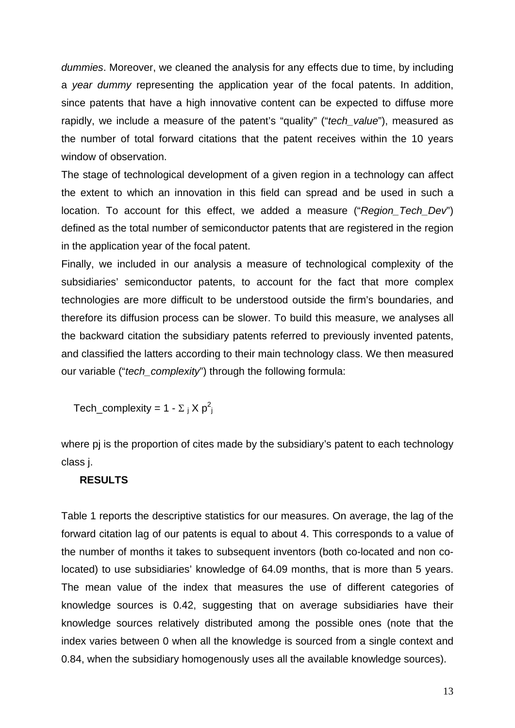*dummies*. Moreover, we cleaned the analysis for any effects due to time, by including a *year dummy* representing the application year of the focal patents. In addition, since patents that have a high innovative content can be expected to diffuse more rapidly, we include a measure of the patent's "quality" ("*tech_value*"), measured as the number of total forward citations that the patent receives within the 10 years window of observation.

The stage of technological development of a given region in a technology can affect the extent to which an innovation in this field can spread and be used in such a location. To account for this effect, we added a measure ("*Region_Tech_Dev*") defined as the total number of semiconductor patents that are registered in the region in the application year of the focal patent.

Finally, we included in our analysis a measure of technological complexity of the subsidiaries' semiconductor patents, to account for the fact that more complex technologies are more difficult to be understood outside the firm's boundaries, and therefore its diffusion process can be slower. To build this measure, we analyses all the backward citation the subsidiary patents referred to previously invented patents, and classified the latters according to their main technology class. We then measured our variable ("*tech_complexity*") through the following formula:

$$\text{Tech\_complexity} = 1 - \Sigma_j \times p^2_j$$

where pj is the proportion of cites made by the subsidiary's patent to each technology class j.

## RESULTS

Table 1 reports the descriptive statistics for our measures. On average, the lag of the forward citation lag of our patents is equal to about 4. This corresponds to a value of the number of months it takes to subsequent inventors (both co-located and non co-located) to use subsidiaries' knowledge of 64.09 months, that is more than 5 years. The mean value of the index that measures the use of different categories of knowledge sources is 0.42, suggesting that on average subsidiaries have their knowledge sources relatively distributed among the possible ones (note that the index varies between 0 when all the knowledge is sourced from a single context and 0.84, when the subsidiary homogenously uses all the available knowledge sources).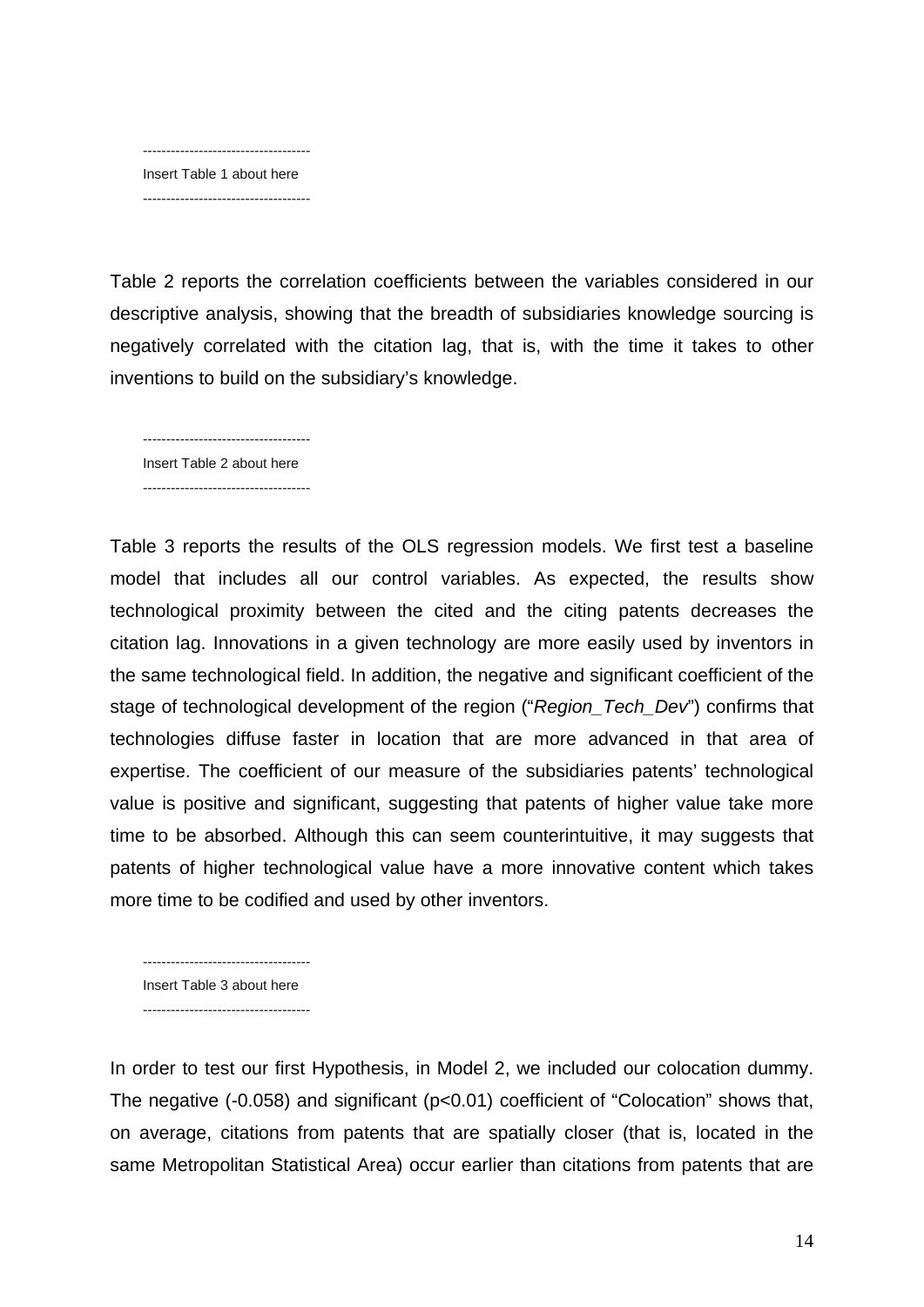------------------------------------
Insert Table 1 about here
------------------------------------

Table 2 reports the correlation coefficients between the variables considered in our descriptive analysis, showing that the breadth of subsidiaries knowledge sourcing is negatively correlated with the citation lag, that is, with the time it takes to other inventions to build on the subsidiary's knowledge.

------------------------------------
Insert Table 2 about here
------------------------------------

Table 3 reports the results of the OLS regression models. We first test a baseline model that includes all our control variables. As expected, the results show technological proximity between the cited and the citing patents decreases the citation lag. Innovations in a given technology are more easily used by inventors in the same technological field. In addition, the negative and significant coefficient of the stage of technological development of the region ("*Region_Tech_Dev*") confirms that technologies diffuse faster in location that are more advanced in that area of expertise. The coefficient of our measure of the subsidiaries patents' technological value is positive and significant, suggesting that patents of higher value take more time to be absorbed. Although this can seem counterintuitive, it may suggests that patents of higher technological value have a more innovative content which takes more time to be codified and used by other inventors.

------------------------------------
Insert Table 3 about here
------------------------------------

In order to test our first Hypothesis, in Model 2, we included our colocation dummy. The negative (-0.058) and significant ($p<0.01$) coefficient of "Colocation" shows that, on average, citations from patents that are spatially closer (that is, located in the same Metropolitan Statistical Area) occur earlier than citations from patents that are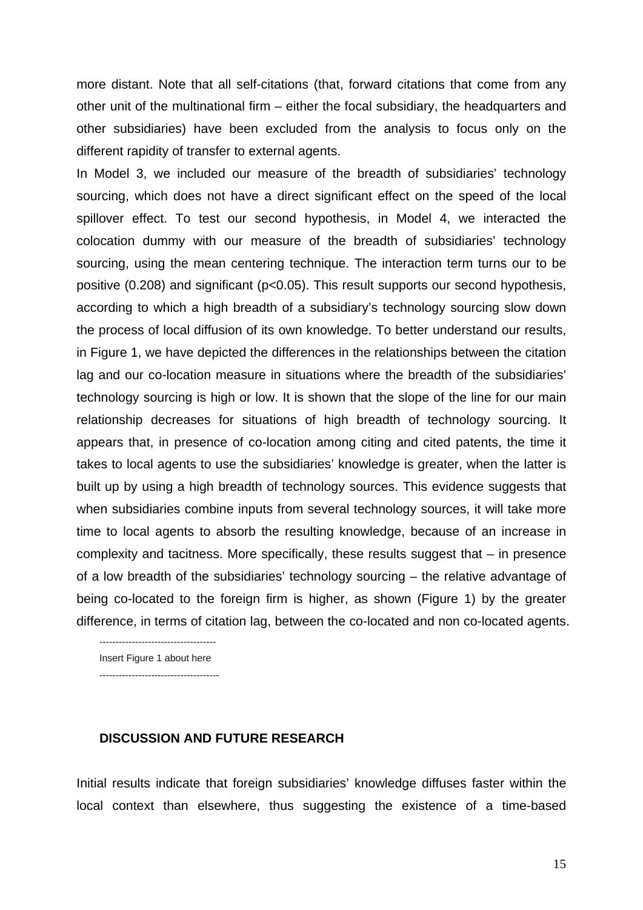more distant. Note that all self-citations (that, forward citations that come from any other unit of the multinational firm – either the focal subsidiary, the headquarters and other subsidiaries) have been excluded from the analysis to focus only on the different rapidity of transfer to external agents.

In Model 3, we included our measure of the breadth of subsidiaries' technology sourcing, which does not have a direct significant effect on the speed of the local spillover effect. To test our second hypothesis, in Model 4, we interacted the colocation dummy with our measure of the breadth of subsidiaries' technology sourcing, using the mean centering technique. The interaction term turns our to be positive (0.208) and significant ($p<0.05$). This result supports our second hypothesis, according to which a high breadth of a subsidiary's technology sourcing slow down the process of local diffusion of its own knowledge. To better understand our results, in Figure 1, we have depicted the differences in the relationships between the citation lag and our co-location measure in situations where the breadth of the subsidiaries' technology sourcing is high or low. It is shown that the slope of the line for our main relationship decreases for situations of high breadth of technology sourcing. It appears that, in presence of co-location among citing and cited patents, the time it takes to local agents to use the subsidiaries' knowledge is greater, when the latter is built up by using a high breadth of technology sources. This evidence suggests that when subsidiaries combine inputs from several technology sources, it will take more time to local agents to absorb the resulting knowledge, because of an increase in complexity and tacitness. More specifically, these results suggest that – in presence of a low breadth of the subsidiaries' technology sourcing – the relative advantage of being co-located to the foreign firm is higher, as shown (Figure 1) by the greater difference, in terms of citation lag, between the co-located and non co-located agents.

------------------------------------

Insert Figure 1 about here

------------------------------------

## DISCUSSION AND FUTURE RESEARCH

Initial results indicate that foreign subsidiaries' knowledge diffuses faster within the local context than elsewhere, thus suggesting the existence of a time-based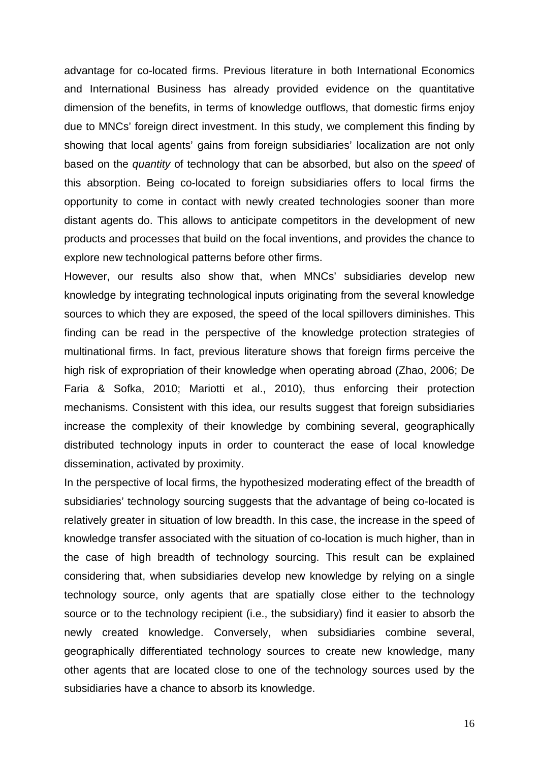advantage for co-located firms. Previous literature in both International Economics and International Business has already provided evidence on the quantitative dimension of the benefits, in terms of knowledge outflows, that domestic firms enjoy due to MNCs' foreign direct investment. In this study, we complement this finding by showing that local agents' gains from foreign subsidiaries' localization are not only based on the *quantity* of technology that can be absorbed, but also on the *speed* of this absorption. Being co-located to foreign subsidiaries offers to local firms the opportunity to come in contact with newly created technologies sooner than more distant agents do. This allows to anticipate competitors in the development of new products and processes that build on the focal inventions, and provides the chance to explore new technological patterns before other firms.

However, our results also show that, when MNCs' subsidiaries develop new knowledge by integrating technological inputs originating from the several knowledge sources to which they are exposed, the speed of the local spillovers diminishes. This finding can be read in the perspective of the knowledge protection strategies of multinational firms. In fact, previous literature shows that foreign firms perceive the high risk of expropriation of their knowledge when operating abroad (Zhao, 2006; De Faria & Sofka, 2010; Mariotti et al., 2010), thus enforcing their protection mechanisms. Consistent with this idea, our results suggest that foreign subsidiaries increase the complexity of their knowledge by combining several, geographically distributed technology inputs in order to counteract the ease of local knowledge dissemination, activated by proximity.

In the perspective of local firms, the hypothesized moderating effect of the breadth of subsidiaries' technology sourcing suggests that the advantage of being co-located is relatively greater in situation of low breadth. In this case, the increase in the speed of knowledge transfer associated with the situation of co-location is much higher, than in the case of high breadth of technology sourcing. This result can be explained considering that, when subsidiaries develop new knowledge by relying on a single technology source, only agents that are spatially close either to the technology source or to the technology recipient (i.e., the subsidiary) find it easier to absorb the newly created knowledge. Conversely, when subsidiaries combine several, geographically differentiated technology sources to create new knowledge, many other agents that are located close to one of the technology sources used by the subsidiaries have a chance to absorb its knowledge.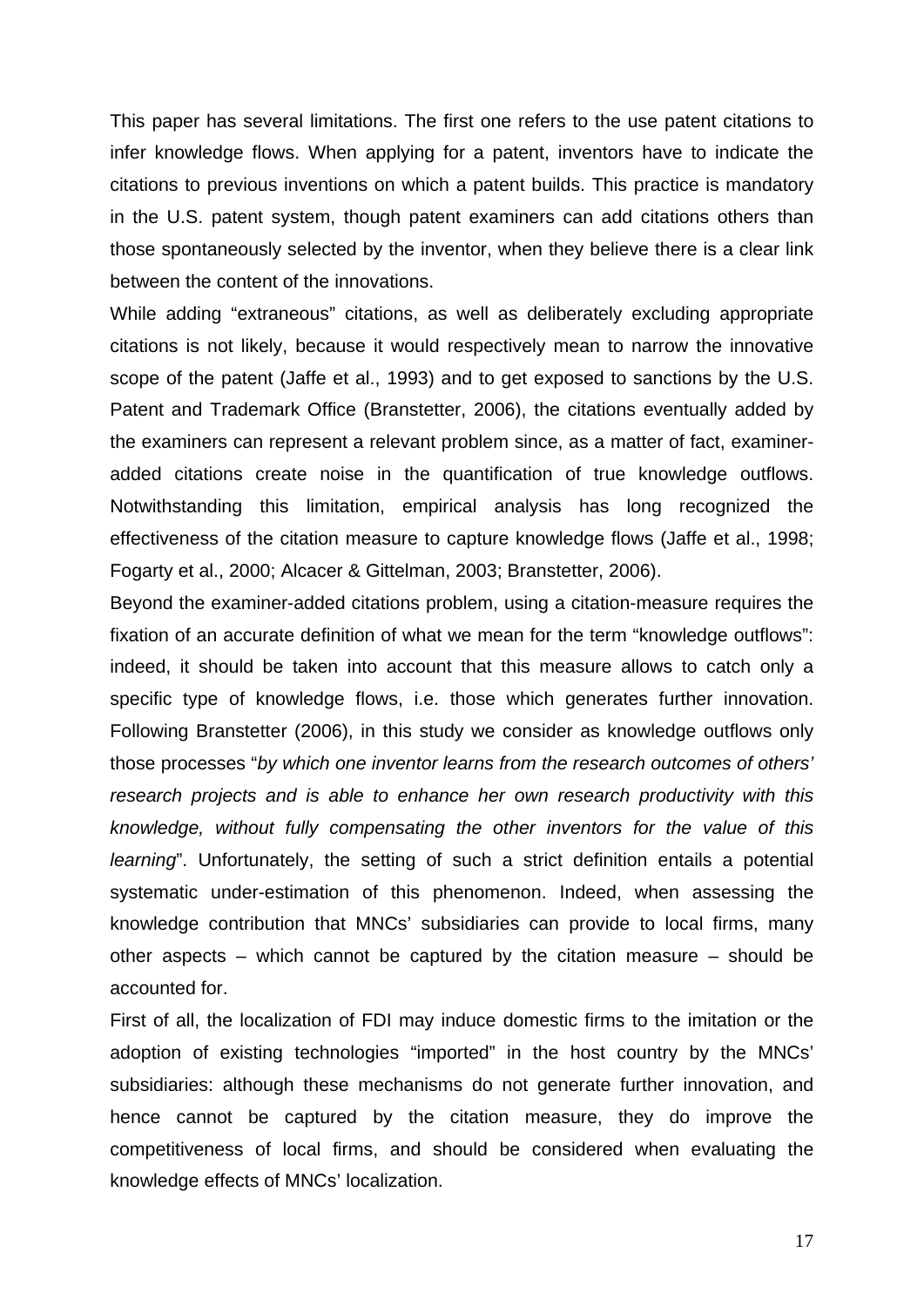This paper has several limitations. The first one refers to the use patent citations to infer knowledge flows. When applying for a patent, inventors have to indicate the citations to previous inventions on which a patent builds. This practice is mandatory in the U.S. patent system, though patent examiners can add citations others than those spontaneously selected by the inventor, when they believe there is a clear link between the content of the innovations.

While adding "extraneous" citations, as well as deliberately excluding appropriate citations is not likely, because it would respectively mean to narrow the innovative scope of the patent (Jaffe et al., 1993) and to get exposed to sanctions by the U.S. Patent and Trademark Office (Branstetter, 2006), the citations eventually added by the examiners can represent a relevant problem since, as a matter of fact, examiner-added citations create noise in the quantification of true knowledge outflows. Notwithstanding this limitation, empirical analysis has long recognized the effectiveness of the citation measure to capture knowledge flows (Jaffe et al., 1998; Fogarty et al., 2000; Alcacer & Gittelman, 2003; Branstetter, 2006).

Beyond the examiner-added citations problem, using a citation-measure requires the fixation of an accurate definition of what we mean for the term "knowledge outflows": indeed, it should be taken into account that this measure allows to catch only a specific type of knowledge flows, i.e. those which generates further innovation. Following Branstetter (2006), in this study we consider as knowledge outflows only those processes "*by which one inventor learns from the research outcomes of others' research projects and is able to enhance her own research productivity with this knowledge, without fully compensating the other inventors for the value of this learning*". Unfortunately, the setting of such a strict definition entails a potential systematic under-estimation of this phenomenon. Indeed, when assessing the knowledge contribution that MNCs' subsidiaries can provide to local firms, many other aspects – which cannot be captured by the citation measure – should be accounted for.

First of all, the localization of FDI may induce domestic firms to the imitation or the adoption of existing technologies "imported" in the host country by the MNCs' subsidiaries: although these mechanisms do not generate further innovation, and hence cannot be captured by the citation measure, they do improve the competitiveness of local firms, and should be considered when evaluating the knowledge effects of MNCs' localization.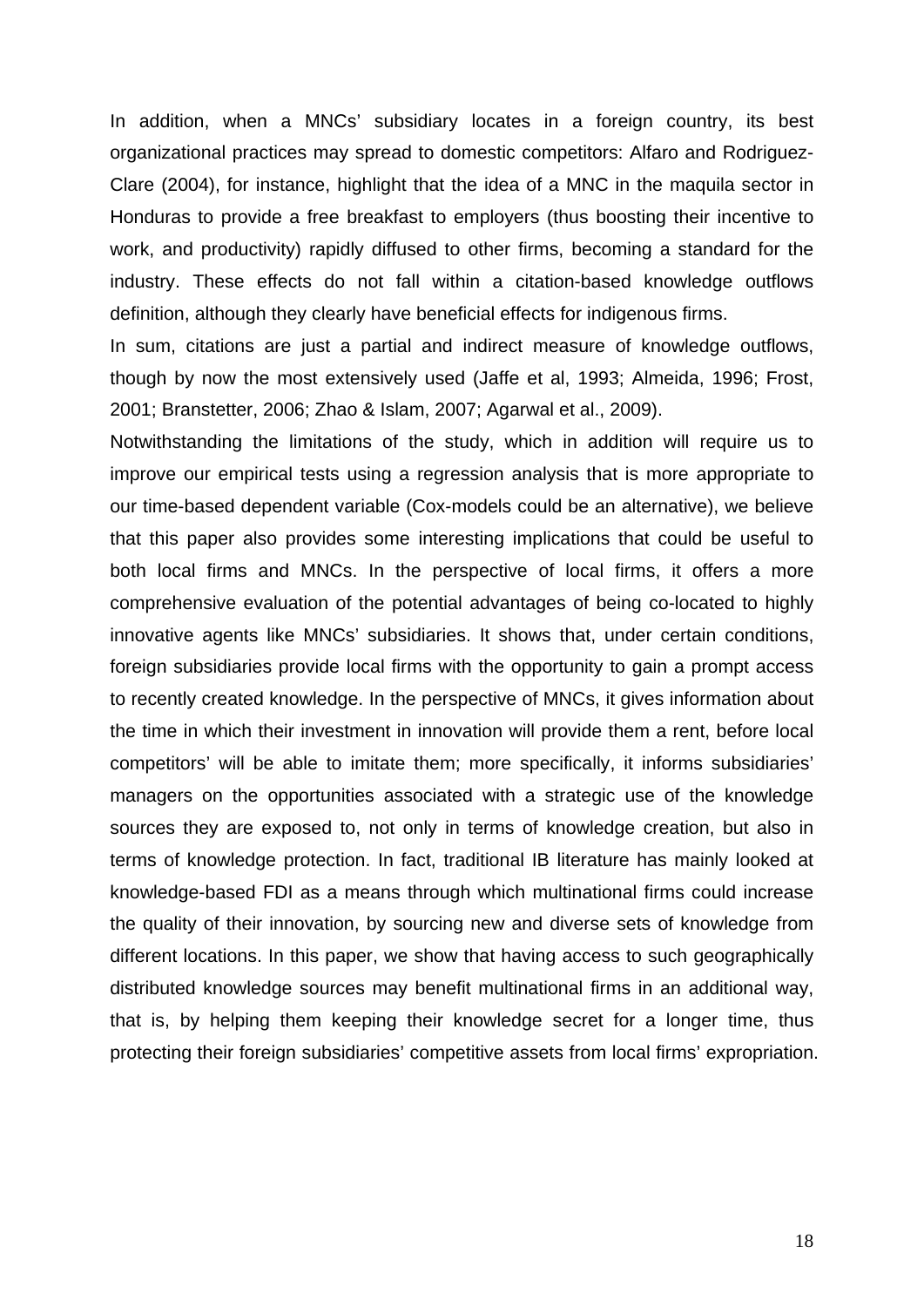In addition, when a MNCs' subsidiary locates in a foreign country, its best organizational practices may spread to domestic competitors: Alfaro and Rodriguez-Clare (2004), for instance, highlight that the idea of a MNC in the maquila sector in Honduras to provide a free breakfast to employers (thus boosting their incentive to work, and productivity) rapidly diffused to other firms, becoming a standard for the industry. These effects do not fall within a citation-based knowledge outflows definition, although they clearly have beneficial effects for indigenous firms.

In sum, citations are just a partial and indirect measure of knowledge outflows, though by now the most extensively used (Jaffe et al, 1993; Almeida, 1996; Frost, 2001; Branstetter, 2006; Zhao & Islam, 2007; Agarwal et al., 2009).

Notwithstanding the limitations of the study, which in addition will require us to improve our empirical tests using a regression analysis that is more appropriate to our time-based dependent variable (Cox-models could be an alternative), we believe that this paper also provides some interesting implications that could be useful to both local firms and MNCs. In the perspective of local firms, it offers a more comprehensive evaluation of the potential advantages of being co-located to highly innovative agents like MNCs' subsidiaries. It shows that, under certain conditions, foreign subsidiaries provide local firms with the opportunity to gain a prompt access to recently created knowledge. In the perspective of MNCs, it gives information about the time in which their investment in innovation will provide them a rent, before local competitors' will be able to imitate them; more specifically, it informs subsidiaries' managers on the opportunities associated with a strategic use of the knowledge sources they are exposed to, not only in terms of knowledge creation, but also in terms of knowledge protection. In fact, traditional IB literature has mainly looked at knowledge-based FDI as a means through which multinational firms could increase the quality of their innovation, by sourcing new and diverse sets of knowledge from different locations. In this paper, we show that having access to such geographically distributed knowledge sources may benefit multinational firms in an additional way, that is, by helping them keeping their knowledge secret for a longer time, thus protecting their foreign subsidiaries' competitive assets from local firms' expropriation.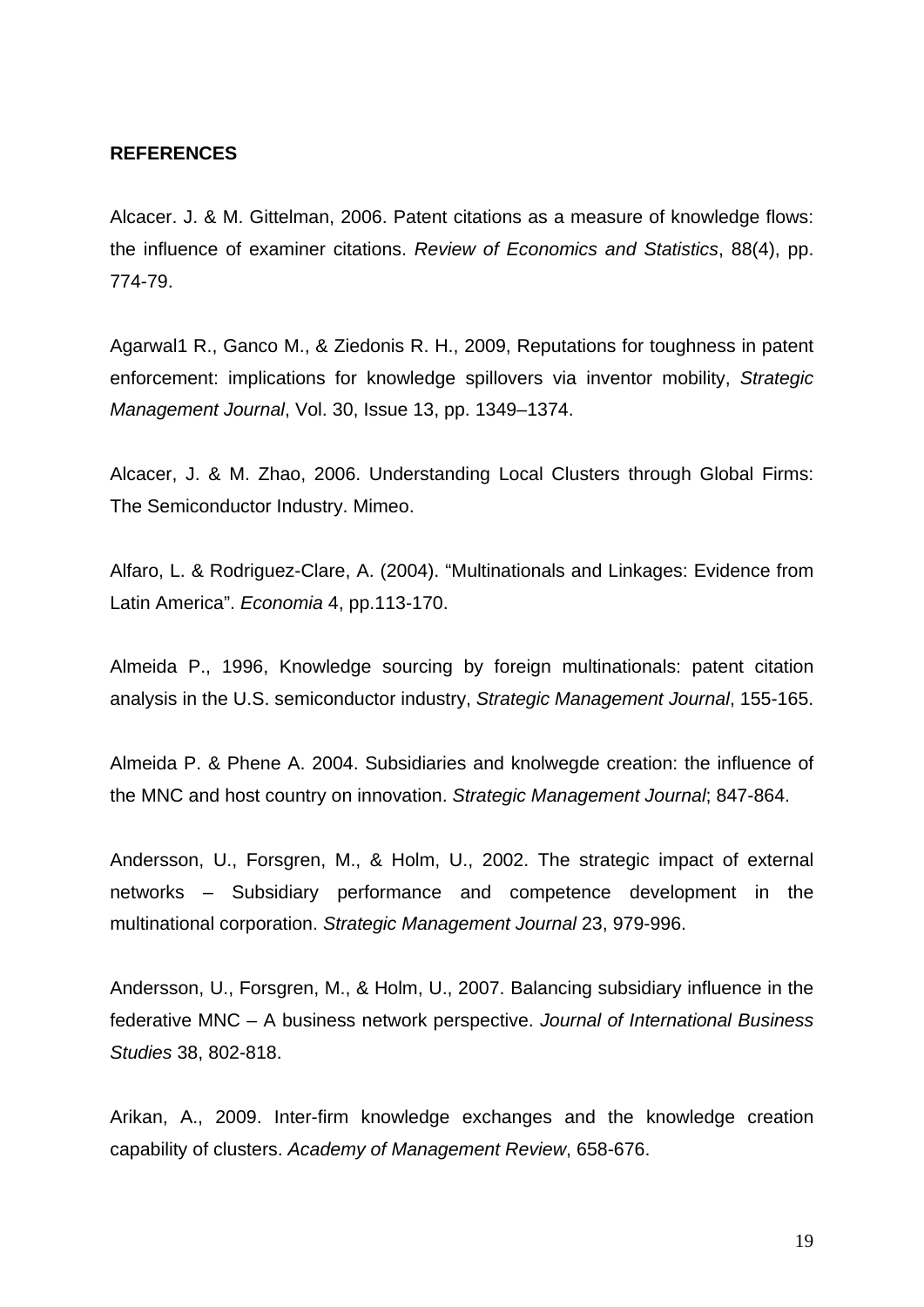**REFERENCES**

Alcacer. J. & M. Gittelman, 2006. Patent citations as a measure of knowledge flows: the influence of examiner citations. *Review of Economics and Statistics*, 88(4), pp. 774-79.

Agarwal1 R., Ganco M., & Ziedonis R. H., 2009, Reputations for toughness in patent enforcement: implications for knowledge spillovers via inventor mobility, *Strategic Management Journal*, Vol. 30, Issue 13, pp. 1349–1374.

Alcacer, J. & M. Zhao, 2006. Understanding Local Clusters through Global Firms: The Semiconductor Industry. Mimeo.

Alfaro, L. & Rodriguez-Clare, A. (2004). "Multinationals and Linkages: Evidence from Latin America". *Economia* 4, pp.113-170.

Almeida P., 1996, Knowledge sourcing by foreign multinationals: patent citation analysis in the U.S. semiconductor industry, *Strategic Management Journal*, 155-165.

Almeida P. & Phene A. 2004. Subsidiaries and knolwegde creation: the influence of the MNC and host country on innovation. *Strategic Management Journal*; 847-864.

Andersson, U., Forsgren, M., & Holm, U., 2002. The strategic impact of external networks – Subsidiary performance and competence development in the multinational corporation. *Strategic Management Journal* 23, 979-996.

Andersson, U., Forsgren, M., & Holm, U., 2007. Balancing subsidiary influence in the federative MNC – A business network perspective. *Journal of International Business Studies* 38, 802-818.

Arikan, A., 2009. Inter-firm knowledge exchanges and the knowledge creation capability of clusters. *Academy of Management Review*, 658-676.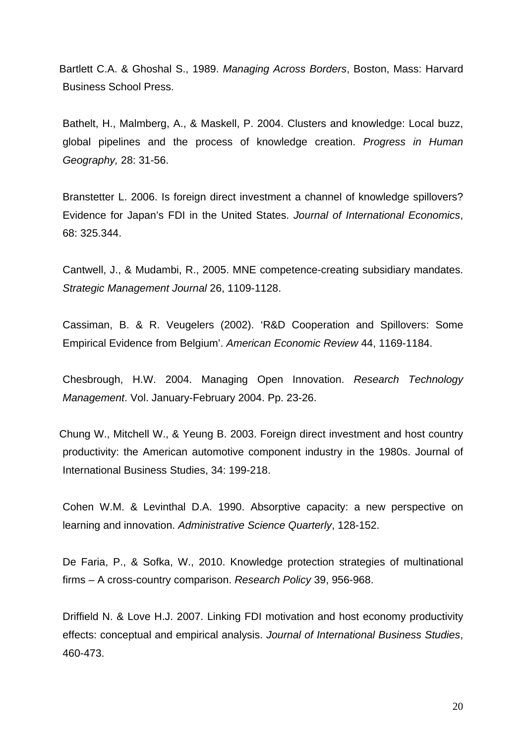Bartlett C.A. & Ghoshal S., 1989. *Managing Across Borders*, Boston, Mass: Harvard Business School Press.

Bathelt, H., Malmberg, A., & Maskell, P. 2004. Clusters and knowledge: Local buzz, global pipelines and the process of knowledge creation. *Progress in Human Geography,* 28: 31-56.

Branstetter L. 2006. Is foreign direct investment a channel of knowledge spillovers? Evidence for Japan's FDI in the United States. *Journal of International Economics*, 68: 325.344.

Cantwell, J., & Mudambi, R., 2005. MNE competence-creating subsidiary mandates. *Strategic Management Journal* 26, 1109-1128.

Cassiman, B. & R. Veugelers (2002). 'R&D Cooperation and Spillovers: Some Empirical Evidence from Belgium'. *American Economic Review* 44, 1169-1184.

Chesbrough, H.W. 2004. Managing Open Innovation. *Research Technology Management*. Vol. January-February 2004. Pp. 23-26.

Chung W., Mitchell W., & Yeung B. 2003. Foreign direct investment and host country productivity: the American automotive component industry in the 1980s. Journal of International Business Studies, 34: 199-218.

Cohen W.M. & Levinthal D.A. 1990. Absorptive capacity: a new perspective on learning and innovation. *Administrative Science Quarterly*, 128-152.

De Faria, P., & Sofka, W., 2010. Knowledge protection strategies of multinational firms – A cross-country comparison. *Research Policy* 39, 956-968.

Driffield N. & Love H.J. 2007. Linking FDI motivation and host economy productivity effects: conceptual and empirical analysis. *Journal of International Business Studies*, 460-473.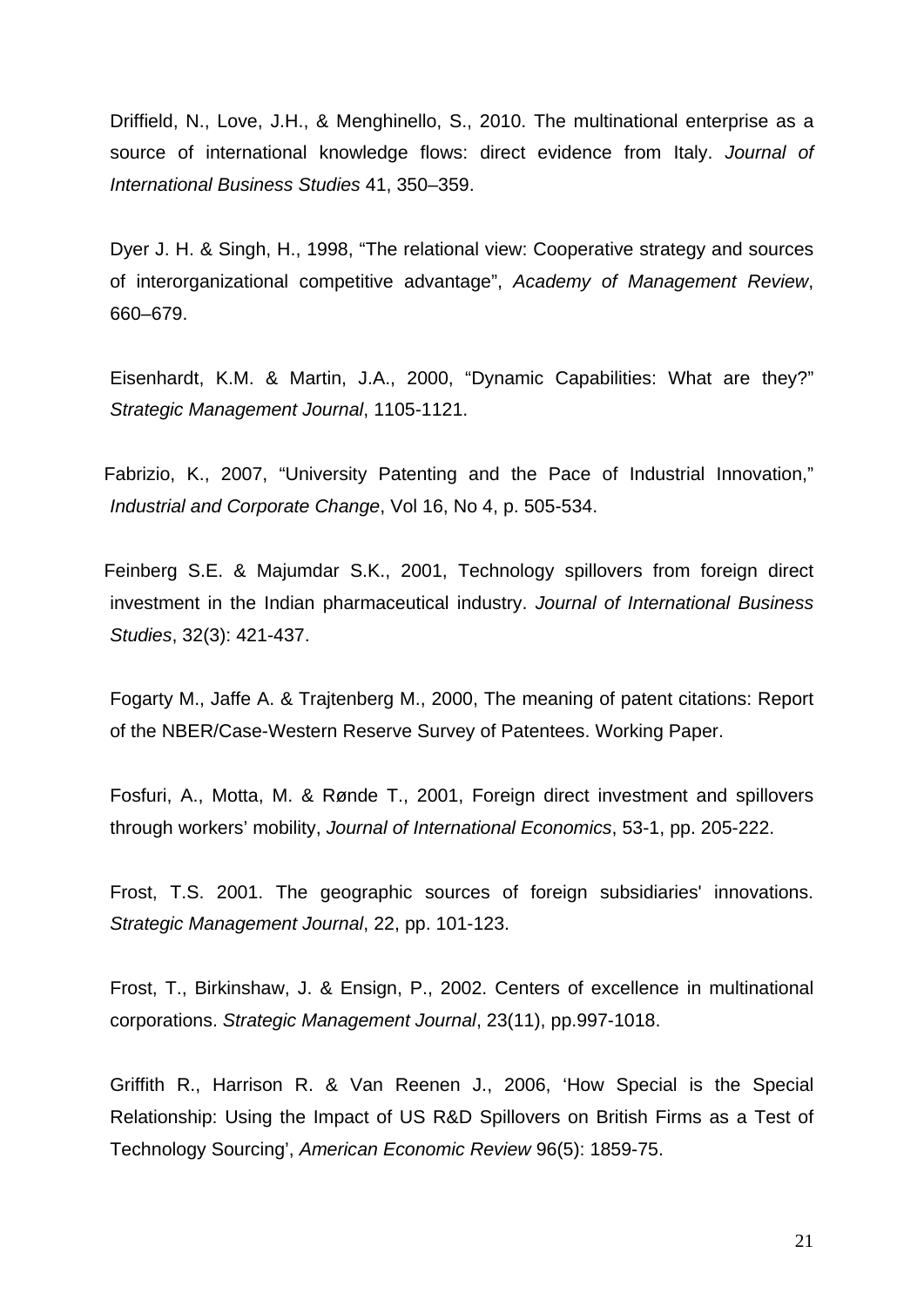Driffield, N., Love, J.H., & Menghinello, S., 2010. The multinational enterprise as a source of international knowledge flows: direct evidence from Italy. *Journal of International Business Studies* 41, 350–359.

Dyer J. H. & Singh, H., 1998, "The relational view: Cooperative strategy and sources of interorganizational competitive advantage", *Academy of Management Review*, 660–679.

Eisenhardt, K.M. & Martin, J.A., 2000, "Dynamic Capabilities: What are they?" *Strategic Management Journal*, 1105-1121.

Fabrizio, K., 2007, "University Patenting and the Pace of Industrial Innovation," *Industrial and Corporate Change*, Vol 16, No 4, p. 505-534.

Feinberg S.E. & Majumdar S.K., 2001, Technology spillovers from foreign direct investment in the Indian pharmaceutical industry. *Journal of International Business Studies*, 32(3): 421-437.

Fogarty M., Jaffe A. & Trajtenberg M., 2000, The meaning of patent citations: Report of the NBER/Case-Western Reserve Survey of Patentees. Working Paper.

Fosfuri, A., Motta, M. & Rønde T., 2001, Foreign direct investment and spillovers through workers' mobility, *Journal of International Economics*, 53-1, pp. 205-222.

Frost, T.S. 2001. The geographic sources of foreign subsidiaries' innovations. *Strategic Management Journal*, 22, pp. 101-123.

Frost, T., Birkinshaw, J. & Ensign, P., 2002. Centers of excellence in multinational corporations. *Strategic Management Journal*, 23(11), pp.997-1018.

Griffith R., Harrison R. & Van Reenen J., 2006, 'How Special is the Special Relationship: Using the Impact of US R&D Spillovers on British Firms as a Test of Technology Sourcing', *American Economic Review* 96(5): 1859-75.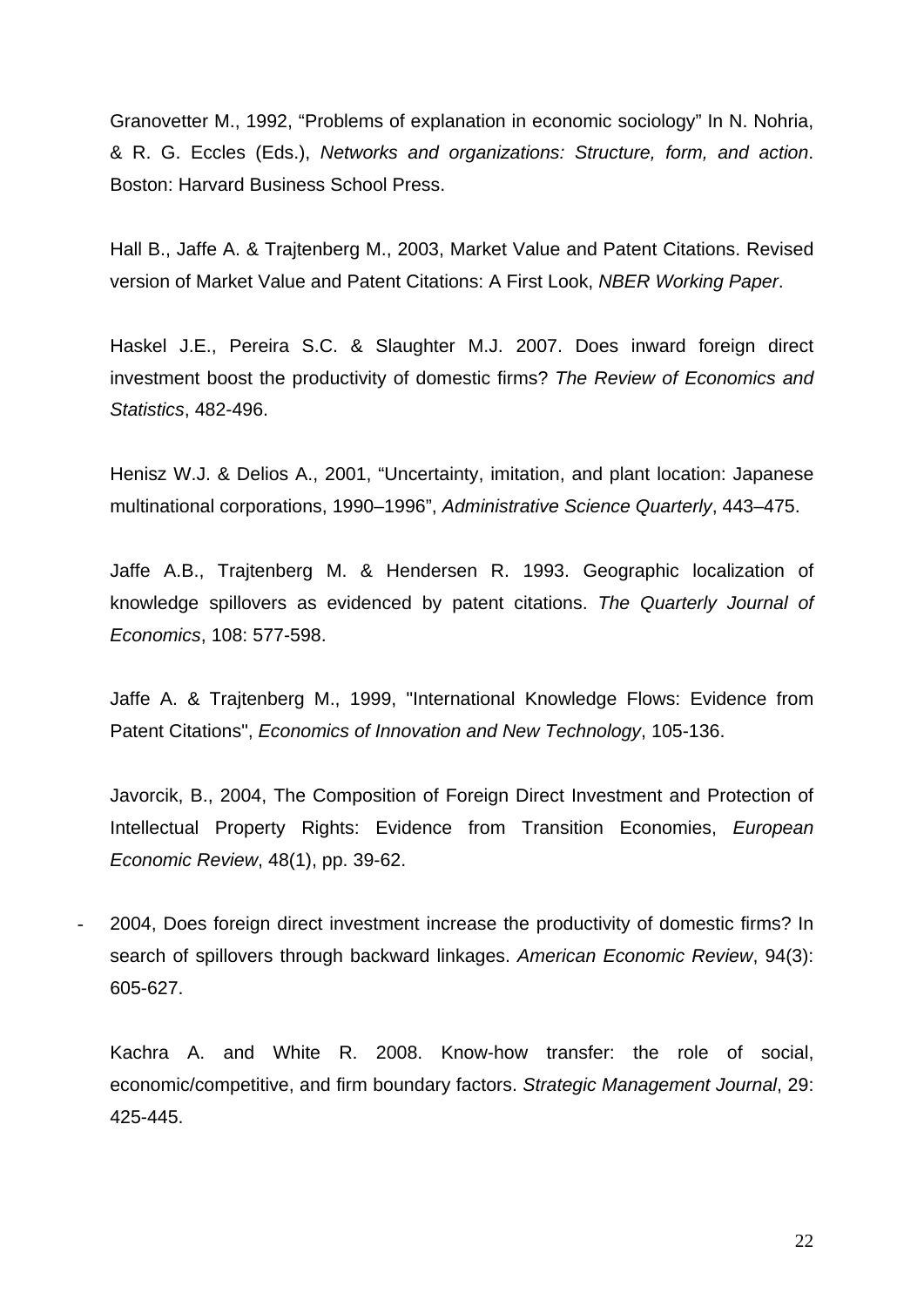Granovetter M., 1992, “Problems of explanation in economic sociology” In N. Nohria, & R. G. Eccles (Eds.), *Networks and organizations: Structure, form, and action*. Boston: Harvard Business School Press.

Hall B., Jaffe A. & Trajtenberg M., 2003, Market Value and Patent Citations. Revised version of Market Value and Patent Citations: A First Look, *NBER Working Paper*.

Haskel J.E., Pereira S.C. & Slaughter M.J. 2007. Does inward foreign direct investment boost the productivity of domestic firms? *The Review of Economics and Statistics*, 482-496.

Henisz W.J. & Delios A., 2001, “Uncertainty, imitation, and plant location: Japanese multinational corporations, 1990–1996”, *Administrative Science Quarterly*, 443–475.

Jaffe A.B., Trajtenberg M. & Hendersen R. 1993. Geographic localization of knowledge spillovers as evidenced by patent citations. *The Quarterly Journal of Economics*, 108: 577-598.

Jaffe A. & Trajtenberg M., 1999, "International Knowledge Flows: Evidence from Patent Citations", *Economics of Innovation and New Technology*, 105-136.

Javorcik, B., 2004, The Composition of Foreign Direct Investment and Protection of Intellectual Property Rights: Evidence from Transition Economies, *European Economic Review*, 48(1), pp. 39-62.

- 2004, Does foreign direct investment increase the productivity of domestic firms? In search of spillovers through backward linkages. *American Economic Review*, 94(3): 605-627.

Kachra A. and White R. 2008. Know-how transfer: the role of social, economic/competitive, and firm boundary factors. *Strategic Management Journal*, 29: 425-445.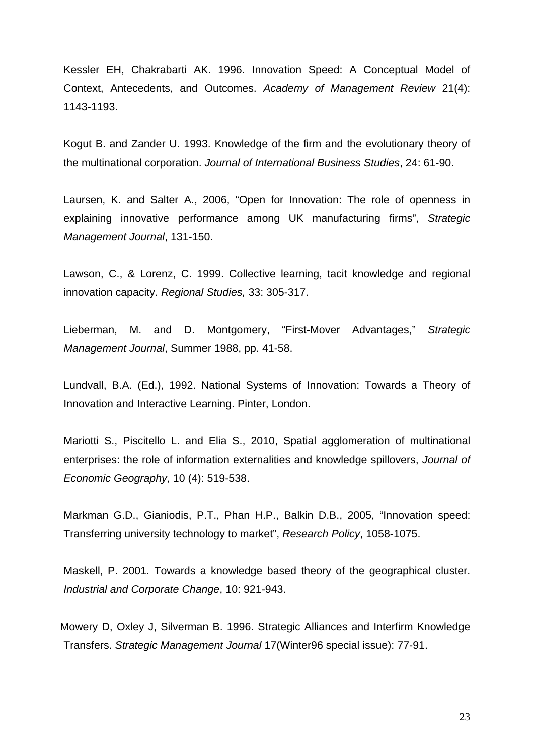Kessler EH, Chakrabarti AK. 1996. Innovation Speed: A Conceptual Model of Context, Antecedents, and Outcomes. *Academy of Management Review* 21(4): 1143-1193.

Kogut B. and Zander U. 1993. Knowledge of the firm and the evolutionary theory of the multinational corporation. *Journal of International Business Studies*, 24: 61-90.

Laursen, K. and Salter A., 2006, "Open for Innovation: The role of openness in explaining innovative performance among UK manufacturing firms", *Strategic Management Journal*, 131-150.

Lawson, C., & Lorenz, C. 1999. Collective learning, tacit knowledge and regional innovation capacity. *Regional Studies,* 33: 305-317.

Lieberman, M. and D. Montgomery, "First-Mover Advantages," *Strategic Management Journal*, Summer 1988, pp. 41-58.

Lundvall, B.A. (Ed.), 1992. National Systems of Innovation: Towards a Theory of Innovation and Interactive Learning. Pinter, London.

Mariotti S., Piscitello L. and Elia S., 2010, Spatial agglomeration of multinational enterprises: the role of information externalities and knowledge spillovers, *Journal of Economic Geography*, 10 (4): 519-538.

Markman G.D., Gianiodis, P.T., Phan H.P., Balkin D.B., 2005, "Innovation speed: Transferring university technology to market", *Research Policy*, 1058-1075.

Maskell, P. 2001. Towards a knowledge based theory of the geographical cluster. *Industrial and Corporate Change*, 10: 921-943.

Mowery D, Oxley J, Silverman B. 1996. Strategic Alliances and Interfirm Knowledge Transfers. *Strategic Management Journal* 17(Winter96 special issue): 77-91.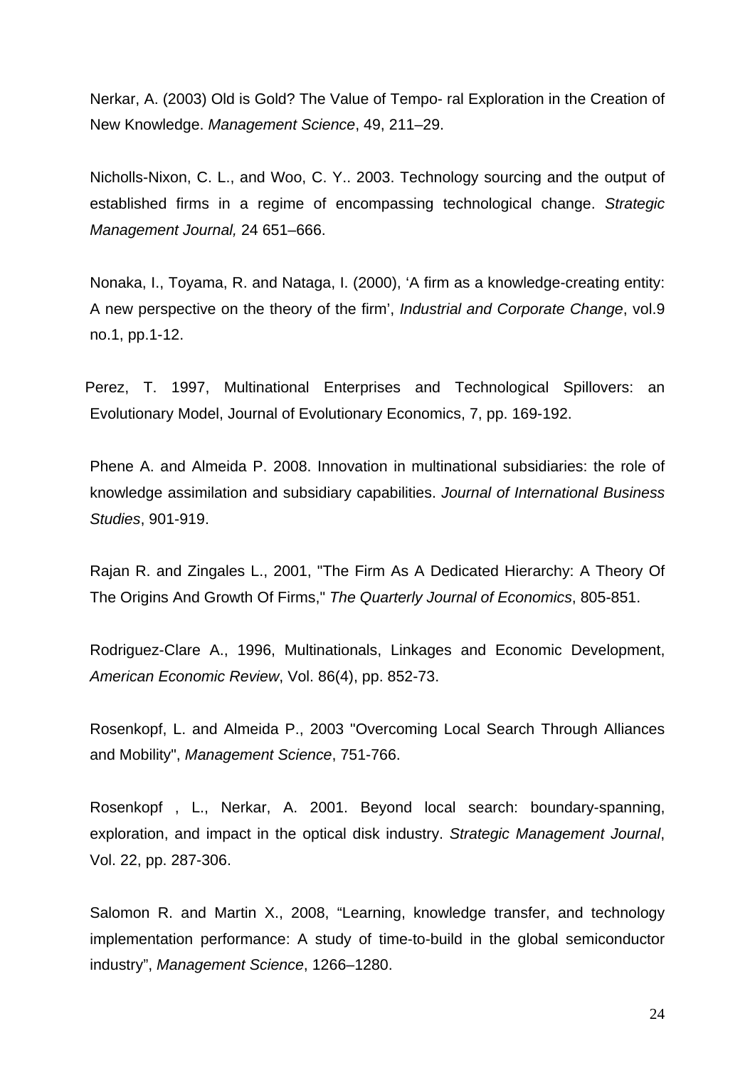Nerkar, A. (2003) Old is Gold? The Value of Tempo- ral Exploration in the Creation of New Knowledge. *Management Science*, 49, 211–29.

Nicholls-Nixon, C. L., and Woo, C. Y.. 2003. Technology sourcing and the output of established firms in a regime of encompassing technological change. *Strategic Management Journal,* 24 651–666.

Nonaka, I., Toyama, R. and Nataga, I. (2000), 'A firm as a knowledge-creating entity: A new perspective on the theory of the firm', *Industrial and Corporate Change*, vol.9 no.1, pp.1-12.

Perez, T. 1997, Multinational Enterprises and Technological Spillovers: an Evolutionary Model, Journal of Evolutionary Economics, 7, pp. 169-192.

Phene A. and Almeida P. 2008. Innovation in multinational subsidiaries: the role of knowledge assimilation and subsidiary capabilities. *Journal of International Business Studies*, 901-919.

Rajan R. and Zingales L., 2001, "The Firm As A Dedicated Hierarchy: A Theory Of The Origins And Growth Of Firms," *The Quarterly Journal of Economics*, 805-851.

Rodriguez-Clare A., 1996, Multinationals, Linkages and Economic Development, *American Economic Review*, Vol. 86(4), pp. 852-73.

Rosenkopf, L. and Almeida P., 2003 "Overcoming Local Search Through Alliances and Mobility", *Management Science*, 751-766.

Rosenkopf , L., Nerkar, A. 2001. Beyond local search: boundary-spanning, exploration, and impact in the optical disk industry. *Strategic Management Journal*, Vol. 22, pp. 287-306.

Salomon R. and Martin X., 2008, "Learning, knowledge transfer, and technology implementation performance: A study of time-to-build in the global semiconductor industry", *Management Science*, 1266–1280.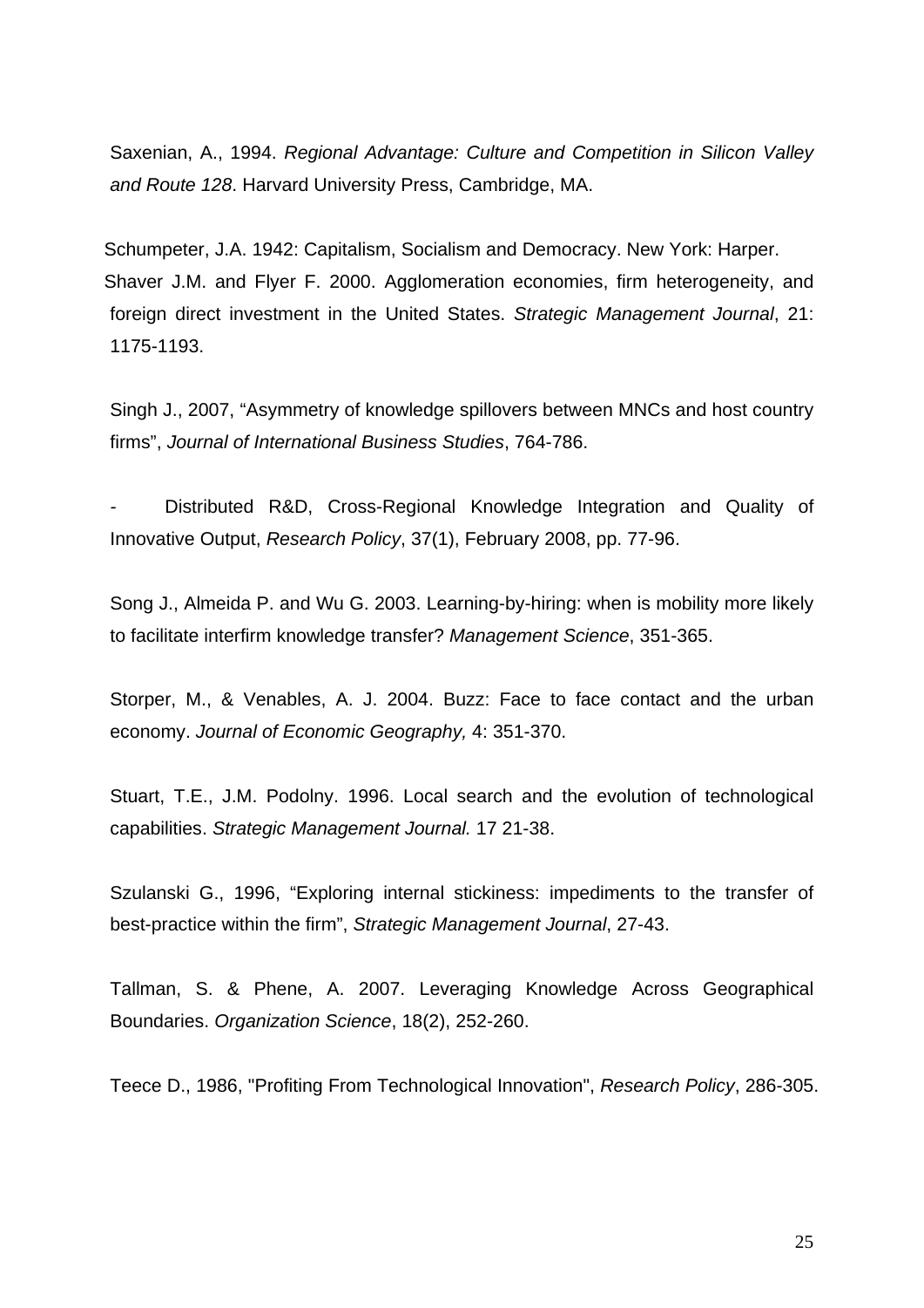Saxenian, A., 1994. *Regional Advantage: Culture and Competition in Silicon Valley and Route 128*. Harvard University Press, Cambridge, MA.

Schumpeter, J.A. 1942: Capitalism, Socialism and Democracy. New York: Harper.

Shaver J.M. and Flyer F. 2000. Agglomeration economies, firm heterogeneity, and foreign direct investment in the United States. *Strategic Management Journal*, 21: 1175-1193.

Singh J., 2007, "Asymmetry of knowledge spillovers between MNCs and host country firms", *Journal of International Business Studies*, 764-786.

- Distributed R&D, Cross-Regional Knowledge Integration and Quality of Innovative Output, *Research Policy*, 37(1), February 2008, pp. 77-96.

Song J., Almeida P. and Wu G. 2003. Learning-by-hiring: when is mobility more likely to facilitate interfirm knowledge transfer? *Management Science*, 351-365.

Storper, M., & Venables, A. J. 2004. Buzz: Face to face contact and the urban economy. *Journal of Economic Geography,* 4: 351-370.

Stuart, T.E., J.M. Podolny. 1996. Local search and the evolution of technological capabilities. *Strategic Management Journal.* 17 21-38.

Szulanski G., 1996, "Exploring internal stickiness: impediments to the transfer of best-practice within the firm", *Strategic Management Journal*, 27-43.

Tallman, S. & Phene, A. 2007. Leveraging Knowledge Across Geographical Boundaries. *Organization Science*, 18(2), 252-260.

Teece D., 1986, "Profiting From Technological Innovation", *Research Policy*, 286-305.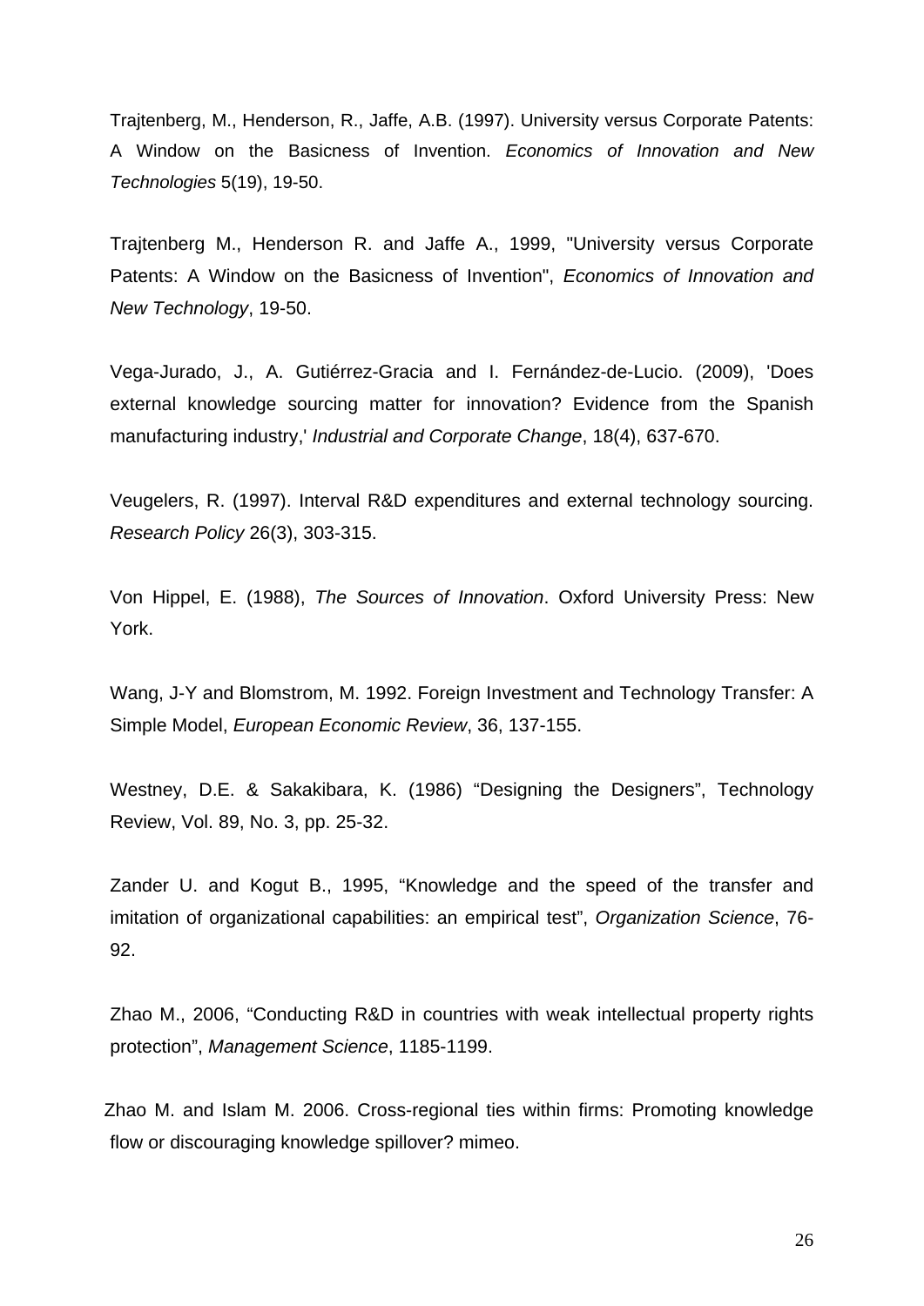Trajtenberg, M., Henderson, R., Jaffe, A.B. (1997). University versus Corporate Patents: A Window on the Basicness of Invention. *Economics of Innovation and New Technologies* 5(19), 19-50.

Trajtenberg M., Henderson R. and Jaffe A., 1999, "University versus Corporate Patents: A Window on the Basicness of Invention", *Economics of Innovation and New Technology*, 19-50.

Vega-Jurado, J., A. Gutiérrez-Gracia and I. Fernández-de-Lucio. (2009), 'Does external knowledge sourcing matter for innovation? Evidence from the Spanish manufacturing industry,' *Industrial and Corporate Change*, 18(4), 637-670.

Veugelers, R. (1997). Interval R&D expenditures and external technology sourcing. *Research Policy* 26(3), 303-315.

Von Hippel, E. (1988), *The Sources of Innovation*. Oxford University Press: New York.

Wang, J-Y and Blomstrom, M. 1992. Foreign Investment and Technology Transfer: A Simple Model, *European Economic Review*, 36, 137-155.

Westney, D.E. & Sakakibara, K. (1986) "Designing the Designers", Technology Review, Vol. 89, No. 3, pp. 25-32.

Zander U. and Kogut B., 1995, "Knowledge and the speed of the transfer and imitation of organizational capabilities: an empirical test", *Organization Science*, 76-92.

Zhao M., 2006, "Conducting R&D in countries with weak intellectual property rights protection", *Management Science*, 1185-1199.

Zhao M. and Islam M. 2006. Cross-regional ties within firms: Promoting knowledge flow or discouraging knowledge spillover? mimeo.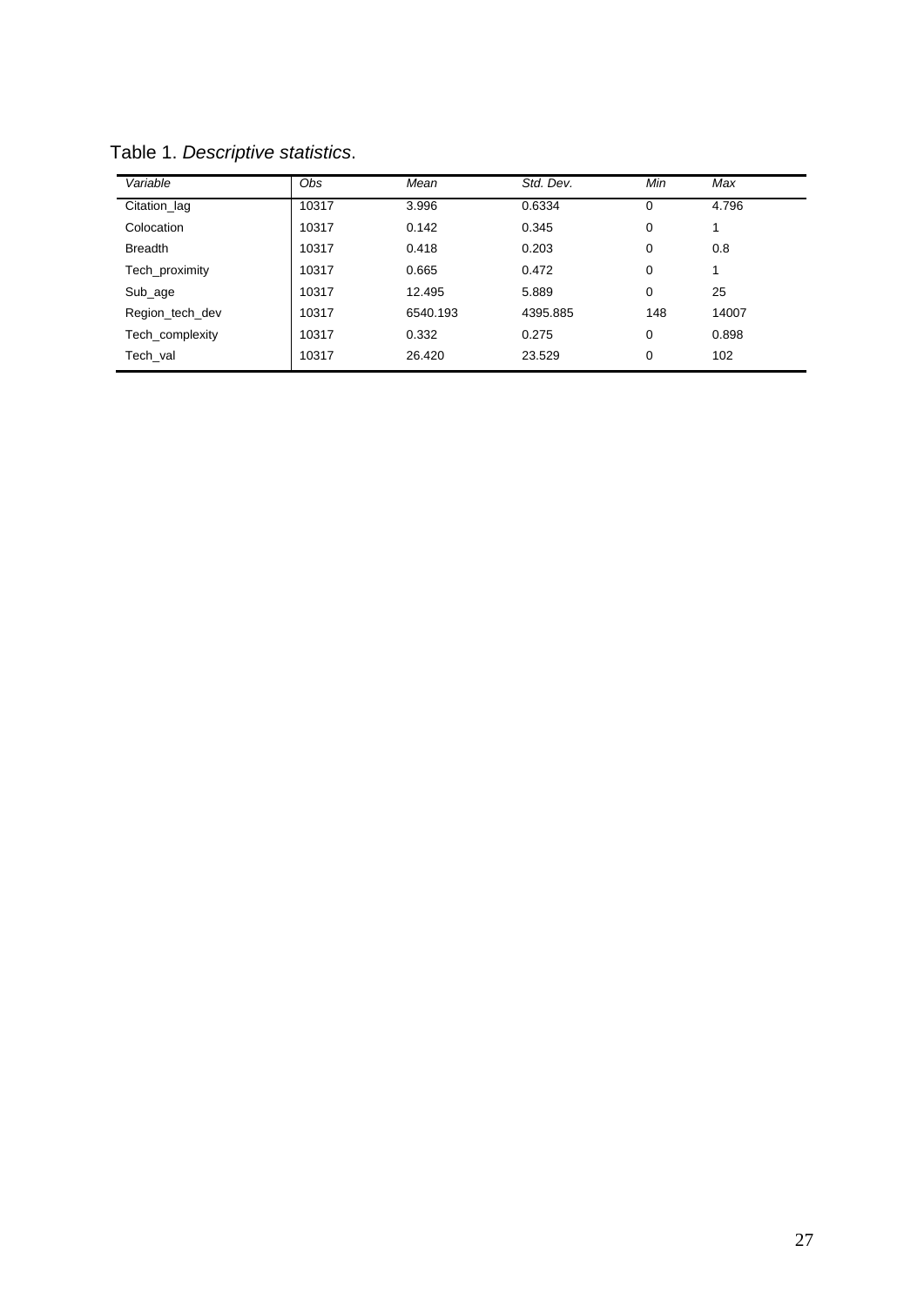Table 1. *Descriptive statistics*.

| *Variable* | *Obs* | *Mean* | *Std. Dev.* | *Min* | *Max* |
|---|---|---|---|---|---|
| Citation_lag | 10317 | 3.996 | 0.6334 | 0 | 4.796 |
| Colocation | 10317 | 0.142 | 0.345 | 0 | 1 |
| Breadth | 10317 | 0.418 | 0.203 | 0 | 0.8 |
| Tech_proximity | 10317 | 0.665 | 0.472 | 0 | 1 |
| Sub_age | 10317 | 12.495 | 5.889 | 0 | 25 |
| Region_tech_dev | 10317 | 6540.193 | 4395.885 | 148 | 14007 |
| Tech_complexity | 10317 | 0.332 | 0.275 | 0 | 0.898 |
| Tech_val | 10317 | 26.420 | 23.529 | 0 | 102 |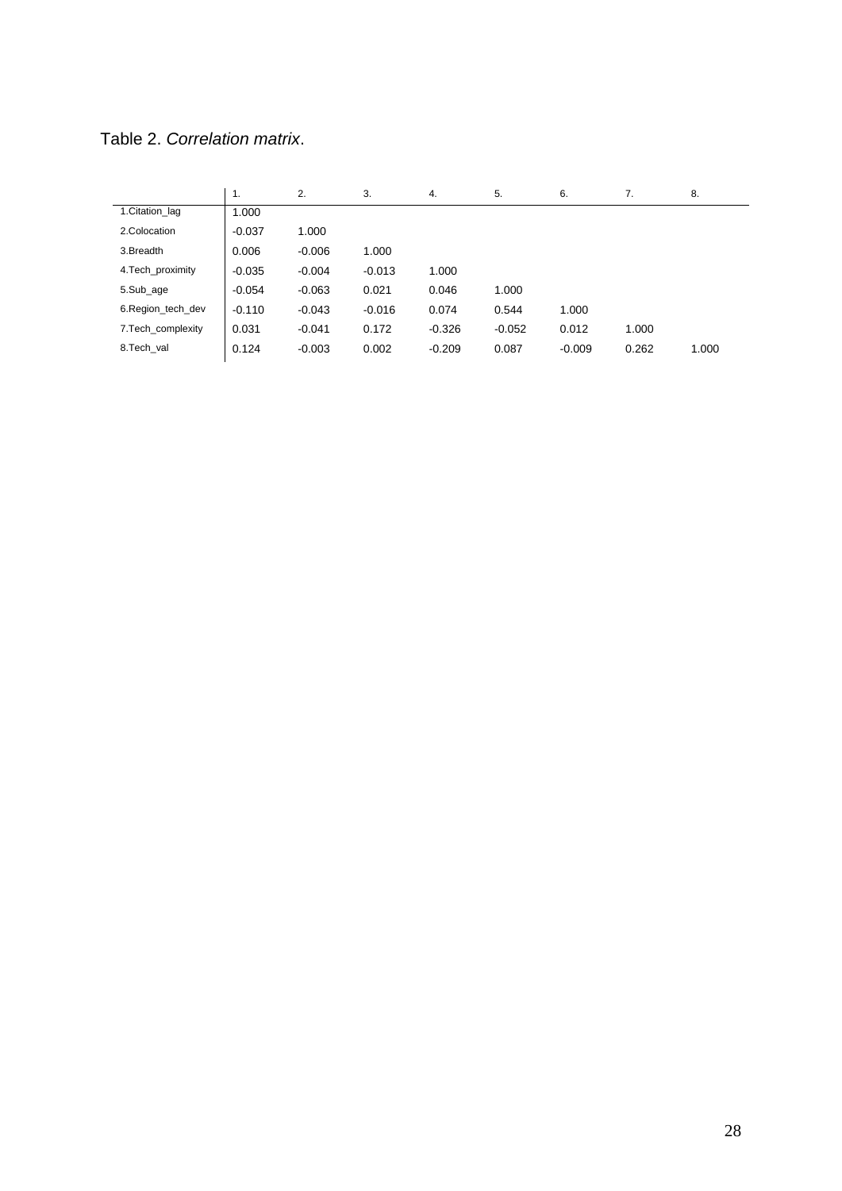Table 2. *Correlation matrix*.

| | 1. | 2. | 3. | 4. | 5. | 6. | 7. | 8. |
|---|---|---|---|---|---|---|---|---|
| 1.Citation_lag | 1.000 | | | | | | | |
| 2.Colocation | -0.037 | 1.000 | | | | | | |
| 3.Breadth | 0.006 | -0.006 | 1.000 | | | | | |
| 4.Tech_proximity | -0.035 | -0.004 | -0.013 | 1.000 | | | | |
| 5.Sub_age | -0.054 | -0.063 | 0.021 | 0.046 | 1.000 | | | |
| 6.Region_tech_dev | -0.110 | -0.043 | -0.016 | 0.074 | 0.544 | 1.000 | | |
| 7.Tech_complexity | 0.031 | -0.041 | 0.172 | -0.326 | -0.052 | 0.012 | 1.000 | |
| 8.Tech_val | 0.124 | -0.003 | 0.002 | -0.209 | 0.087 | -0.009 | 0.262 | 1.000 |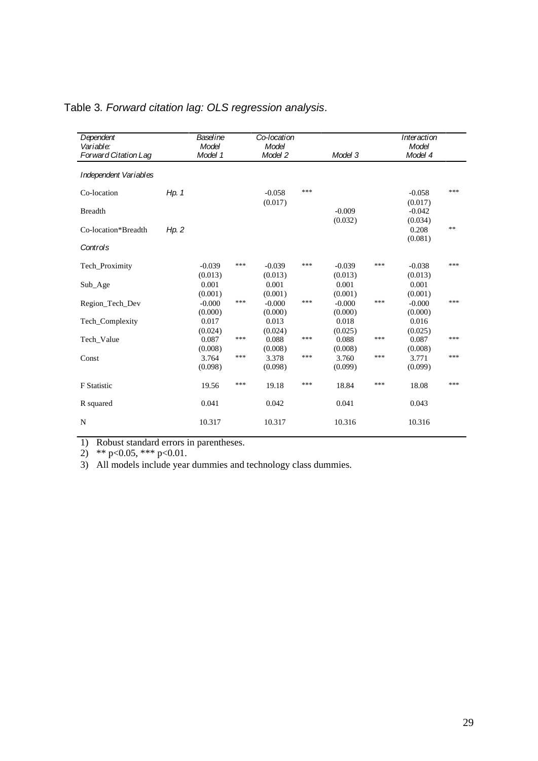Table 3. *Forward citation lag: OLS regression analysis*.

| *Dependent Variable: Forward Citation Lag* | | *Baseline Model* *Model 1* | | *Co-location Model* *Model 2* | | *Model 3* | | *Interaction Model* *Model 4* | |
|---|---|---|---|---|---|---|---|---|---|
| *Independent Variables* | | | | | | | | | |
| Co-location | *Hp. 1* | | | -0.058 | *** | | | -0.058 | *** |
| | | | | (0.017) | | | | (0.017) | |
| Breadth | | | | | | -0.009 | | -0.042 | |
| | | | | | | (0.032) | | (0.034) | |
| Co-location*Breadth | *Hp. 2* | | | | | | | 0.208 | ** |
| | | | | | | | | (0.081) | |
| *Controls* | | | | | | | | | |
| Tech_Proximity | | -0.039 | *** | -0.039 | *** | -0.039 | *** | -0.038 | *** |
| | | (0.013) | | (0.013) | | (0.013) | | (0.013) | |
| Sub_Age | | 0.001 | | 0.001 | | 0.001 | | 0.001 | |
| | | (0.001) | | (0.001) | | (0.001) | | (0.001) | |
| Region_Tech_Dev | | -0.000 | *** | -0.000 | *** | -0.000 | *** | -0.000 | *** |
| | | (0.000) | | (0.000) | | (0.000) | | (0.000) | |
| Tech_Complexity | | 0.017 | | 0.013 | | 0.018 | | 0.016 | |
| | | (0.024) | | (0.024) | | (0.025) | | (0.025) | |
| Tech_Value | | 0.087 | *** | 0.088 | *** | 0.088 | *** | 0.087 | *** |
| | | (0.008) | | (0.008) | | (0.008) | | (0.008) | |
| Const | | 3.764 | *** | 3.378 | *** | 3.760 | *** | 3.771 | *** |
| | | (0.098) | | (0.098) | | (0.099) | | (0.099) | |
| F Statistic | | 19.56 | *** | 19.18 | *** | 18.84 | *** | 18.08 | *** |
| R squared | | 0.041 | | 0.042 | | 0.041 | | 0.043 | |
| N | | 10.317 | | 10.317 | | 10.316 | | 10.316 | |

1) Robust standard errors in parentheses.
2) ** p<0.05, *** p<0.01.
3) All models include year dummies and technology class dummies.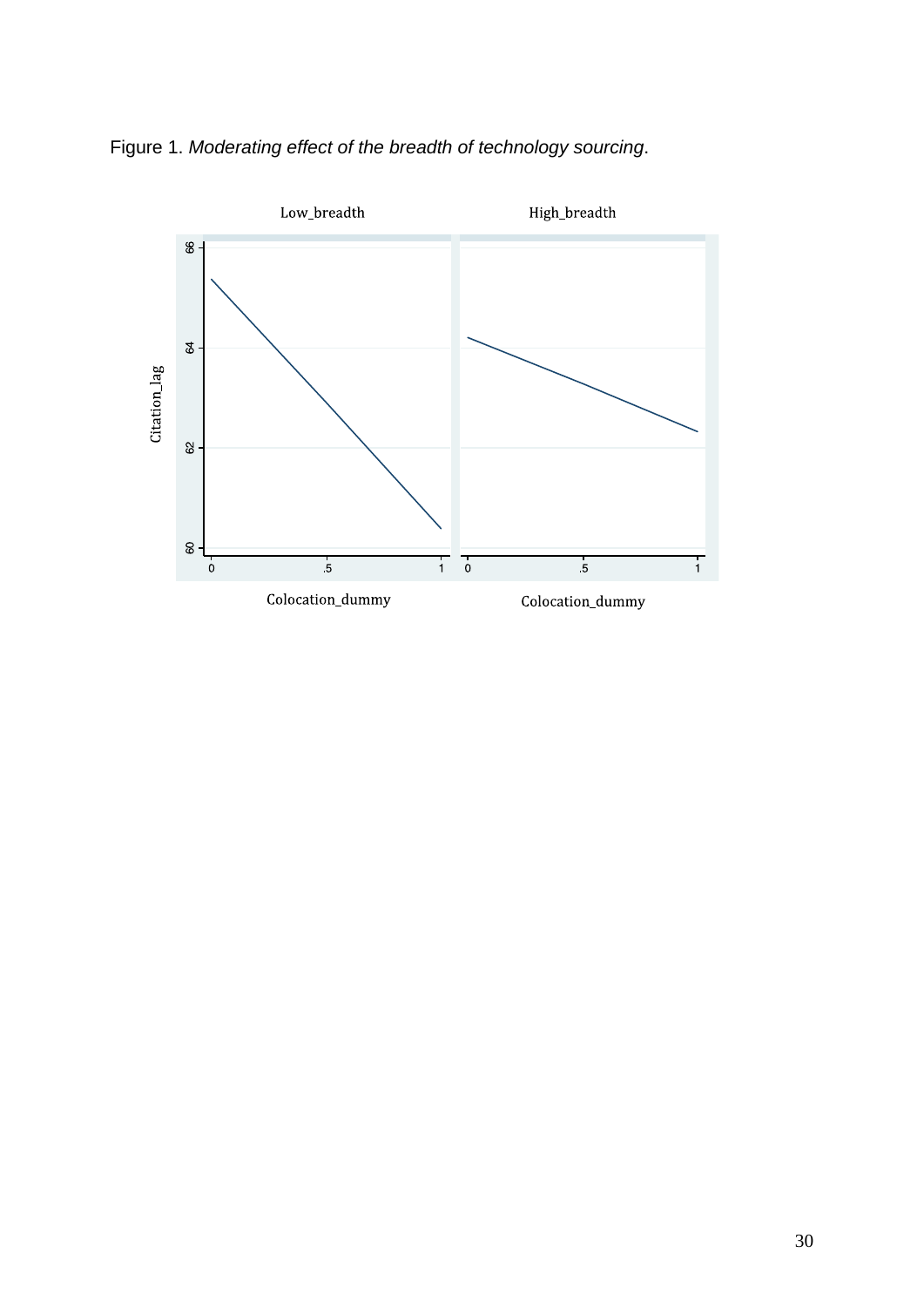Figure 1. *Moderating effect of the breadth of technology sourcing*.

Low_breadth

High_breadth

Citation_lag

66

64

62

60

0 .5 1

0 .5 1

Colocation_dummy

Colocation_dummy